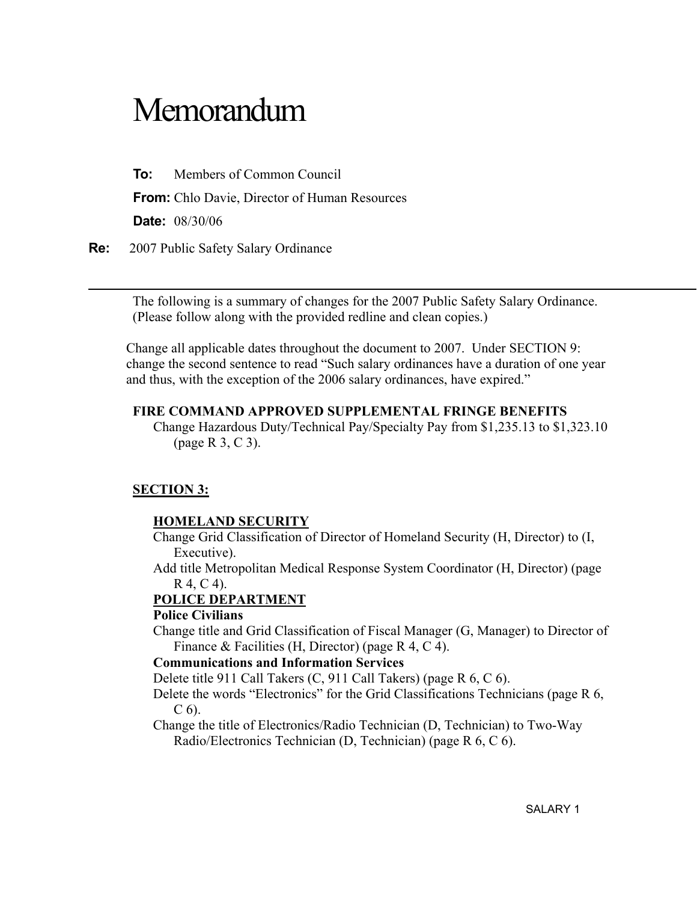# Memorandum

**To:** Members of Common Council

**From:** Chlo Davie, Director of Human Resources

**Date:** 08/30/06

**Re:** 2007 Public Safety Salary Ordinance

---

The following is a summary of changes for the 2007 Public Safety Salary Ordinance. (Please follow along with the provided redline and clean copies.)

Change all applicable dates throughout the document to 2007. Under SECTION 9: change the second sentence to read "Such salary ordinances have a duration of one year and thus, with the exception of the 2006 salary ordinances, have expired."

**FIRE COMMAND APPROVED SUPPLEMENTAL FRINGE BENEFITS**

Change Hazardous Duty/Technical Pay/Specialty Pay from $1,235.13 to $1,323.10 (page R 3, C 3).

**SECTION 3:**

**HOMELAND SECURITY**

Change Grid Classification of Director of Homeland Security (H, Director) to (I, Executive).

Add title Metropolitan Medical Response System Coordinator (H, Director) (page R 4, C 4).

**POLICE DEPARTMENT**

**Police Civilians**

Change title and Grid Classification of Fiscal Manager (G, Manager) to Director of Finance & Facilities (H, Director) (page R 4, C 4).

**Communications and Information Services**

Delete title 911 Call Takers (C, 911 Call Takers) (page R 6, C 6).

Delete the words "Electronics" for the Grid Classifications Technicians (page R 6, C 6).

Change the title of Electronics/Radio Technician (D, Technician) to Two-Way Radio/Electronics Technician (D, Technician) (page R 6, C 6).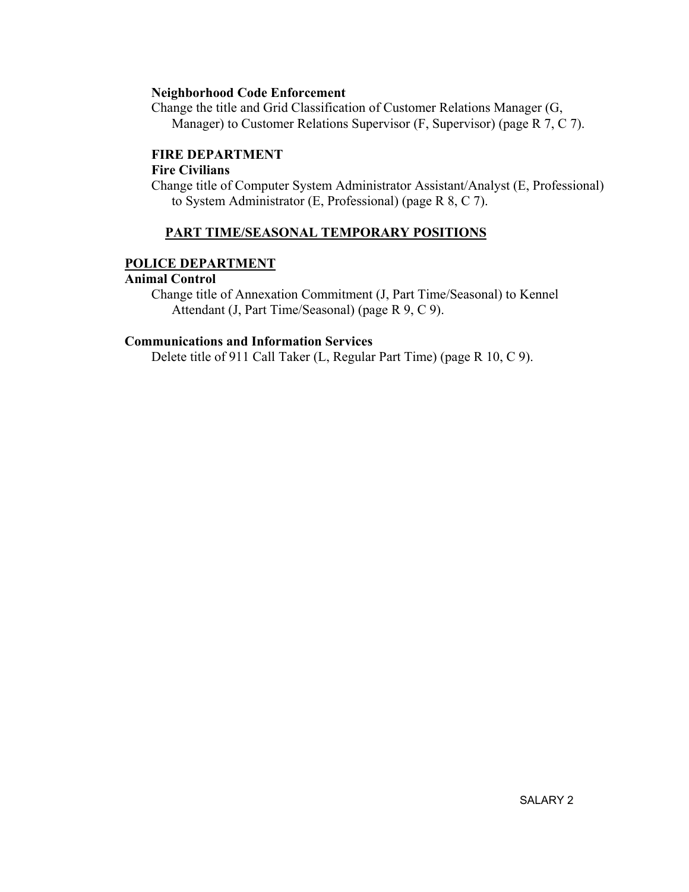**Neighborhood Code Enforcement**

Change the title and Grid Classification of Customer Relations Manager (G, Manager) to Customer Relations Supervisor (F, Supervisor) (page R 7, C 7).

**FIRE DEPARTMENT**

**Fire Civilians**

Change title of Computer System Administrator Assistant/Analyst (E, Professional) to System Administrator (E, Professional) (page R 8, C 7).

## PART TIME/SEASONAL TEMPORARY POSITIONS

**POLICE DEPARTMENT**

**Animal Control**

Change title of Annexation Commitment (J, Part Time/Seasonal) to Kennel Attendant (J, Part Time/Seasonal) (page R 9, C 9).

**Communications and Information Services**

Delete title of 911 Call Taker (L, Regular Part Time) (page R 10, C 9).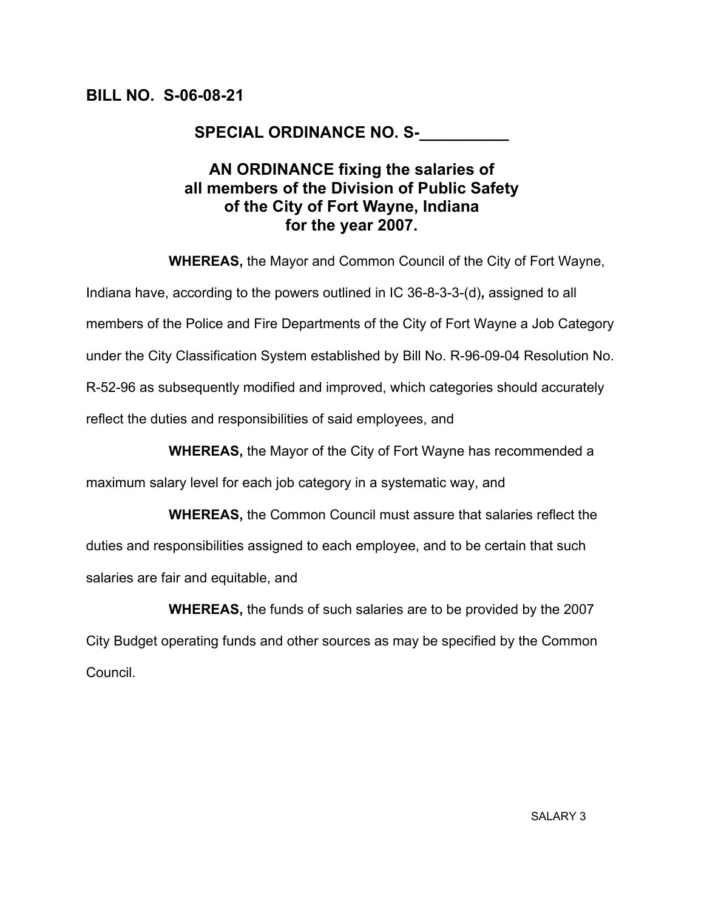**BILL NO. S-06-08-21**

**SPECIAL ORDINANCE NO. S-__________**

**AN ORDINANCE fixing the salaries of all members of the Division of Public Safety of the City of Fort Wayne, Indiana for the year 2007.**

**WHEREAS,** the Mayor and Common Council of the City of Fort Wayne, Indiana have, according to the powers outlined in IC 36-8-3-3-(d)**,** assigned to all members of the Police and Fire Departments of the City of Fort Wayne a Job Category under the City Classification System established by Bill No. R-96-09-04 Resolution No. R-52-96 as subsequently modified and improved, which categories should accurately reflect the duties and responsibilities of said employees, and

**WHEREAS,** the Mayor of the City of Fort Wayne has recommended a maximum salary level for each job category in a systematic way, and

**WHEREAS,** the Common Council must assure that salaries reflect the duties and responsibilities assigned to each employee, and to be certain that such salaries are fair and equitable, and

**WHEREAS,** the funds of such salaries are to be provided by the 2007 City Budget operating funds and other sources as may be specified by the Common Council.

SALARY 3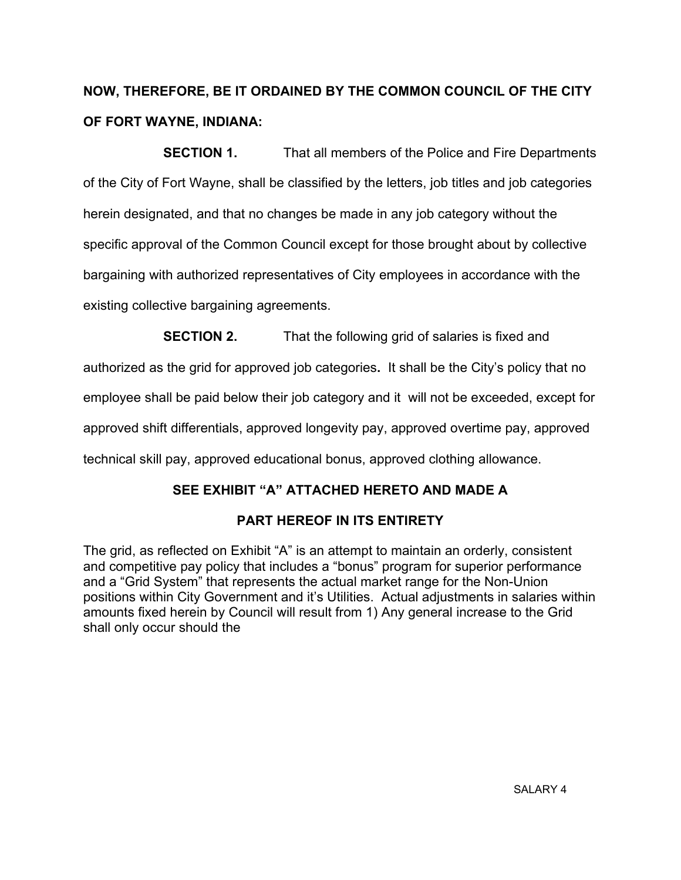**NOW, THEREFORE, BE IT ORDAINED BY THE COMMON COUNCIL OF THE CITY OF FORT WAYNE, INDIANA:**

**SECTION 1.** That all members of the Police and Fire Departments of the City of Fort Wayne, shall be classified by the letters, job titles and job categories herein designated, and that no changes be made in any job category without the specific approval of the Common Council except for those brought about by collective bargaining with authorized representatives of City employees in accordance with the existing collective bargaining agreements.

**SECTION 2.** That the following grid of salaries is fixed and authorized as the grid for approved job categories**.** It shall be the City's policy that no employee shall be paid below their job category and it will not be exceeded, except for approved shift differentials, approved longevity pay, approved overtime pay, approved technical skill pay, approved educational bonus, approved clothing allowance.

**SEE EXHIBIT "A" ATTACHED HERETO AND MADE A PART HEREOF IN ITS ENTIRETY**

The grid, as reflected on Exhibit "A" is an attempt to maintain an orderly, consistent and competitive pay policy that includes a "bonus" program for superior performance and a "Grid System" that represents the actual market range for the Non-Union positions within City Government and it's Utilities. Actual adjustments in salaries within amounts fixed herein by Council will result from 1) Any general increase to the Grid shall only occur should the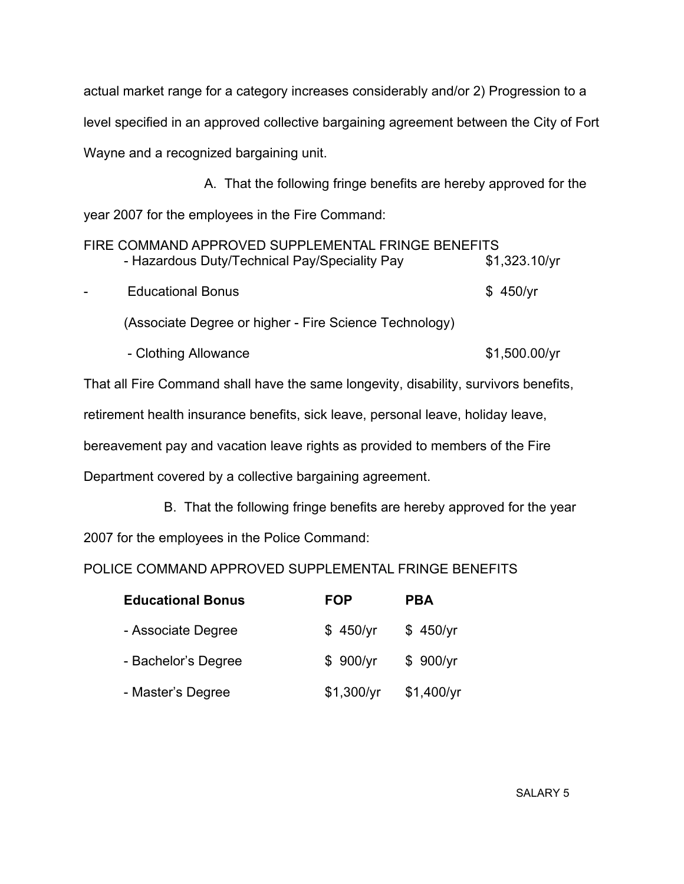actual market range for a category increases considerably and/or 2) Progression to a level specified in an approved collective bargaining agreement between the City of Fort Wayne and a recognized bargaining unit.

A. That the following fringe benefits are hereby approved for the year 2007 for the employees in the Fire Command:

FIRE COMMAND APPROVED SUPPLEMENTAL FRINGE BENEFITS

| | |
|---|---|
| - Hazardous Duty/Technical Pay/Speciality Pay | $1,323.10/yr |
| - Educational Bonus (Associate Degree or higher - Fire Science Technology) | $ 450/yr |
| - Clothing Allowance | $1,500.00/yr |

That all Fire Command shall have the same longevity, disability, survivors benefits, retirement health insurance benefits, sick leave, personal leave, holiday leave, bereavement pay and vacation leave rights as provided to members of the Fire Department covered by a collective bargaining agreement.

B. That the following fringe benefits are hereby approved for the year 2007 for the employees in the Police Command:

POLICE COMMAND APPROVED SUPPLEMENTAL FRINGE BENEFITS

| **Educational Bonus** | **FOP** | **PBA** |
|---|---|---|
| - Associate Degree | $ 450/yr | $ 450/yr |
| - Bachelor's Degree | $ 900/yr | $ 900/yr |
| - Master's Degree | $1,300/yr | $1,400/yr |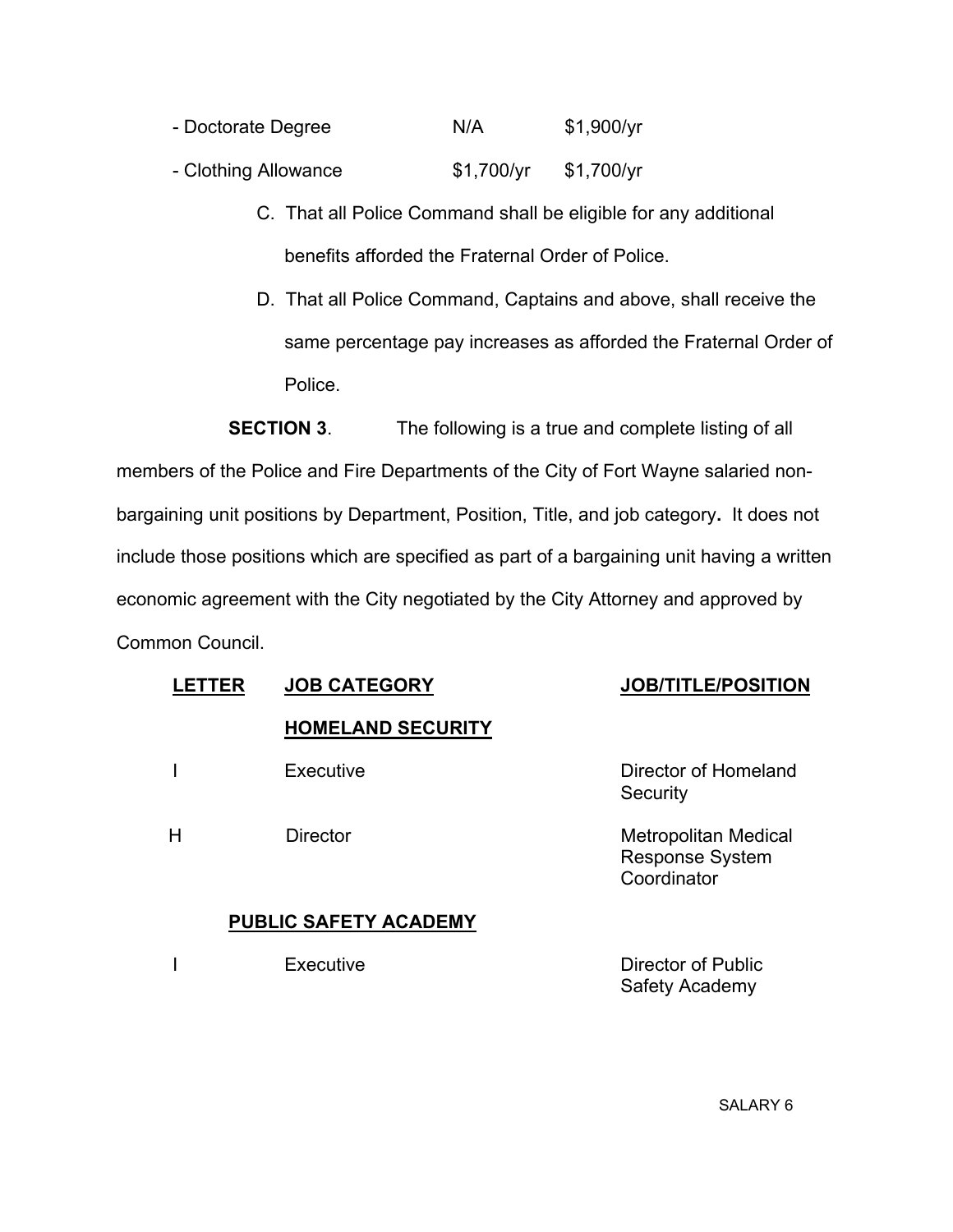| | | |
|---|---|---|
| - Doctorate Degree | N/A | $1,900/yr |
| - Clothing Allowance | $1,700/yr | $1,700/yr |

C. That all Police Command shall be eligible for any additional benefits afforded the Fraternal Order of Police.

D. That all Police Command, Captains and above, shall receive the same percentage pay increases as afforded the Fraternal Order of Police.

**SECTION 3**. The following is a true and complete listing of all members of the Police and Fire Departments of the City of Fort Wayne salaried non-bargaining unit positions by Department, Position, Title, and job category**.** It does not include those positions which are specified as part of a bargaining unit having a written economic agreement with the City negotiated by the City Attorney and approved by Common Council.

| LETTER | JOB CATEGORY | JOB/TITLE/POSITION |
|---|---|---|
| | **HOMELAND SECURITY** | |
| I | Executive | Director of Homeland Security |
| H | Director | Metropolitan Medical Response System Coordinator |
| | **PUBLIC SAFETY ACADEMY** | |
| I | Executive | Director of Public Safety Academy |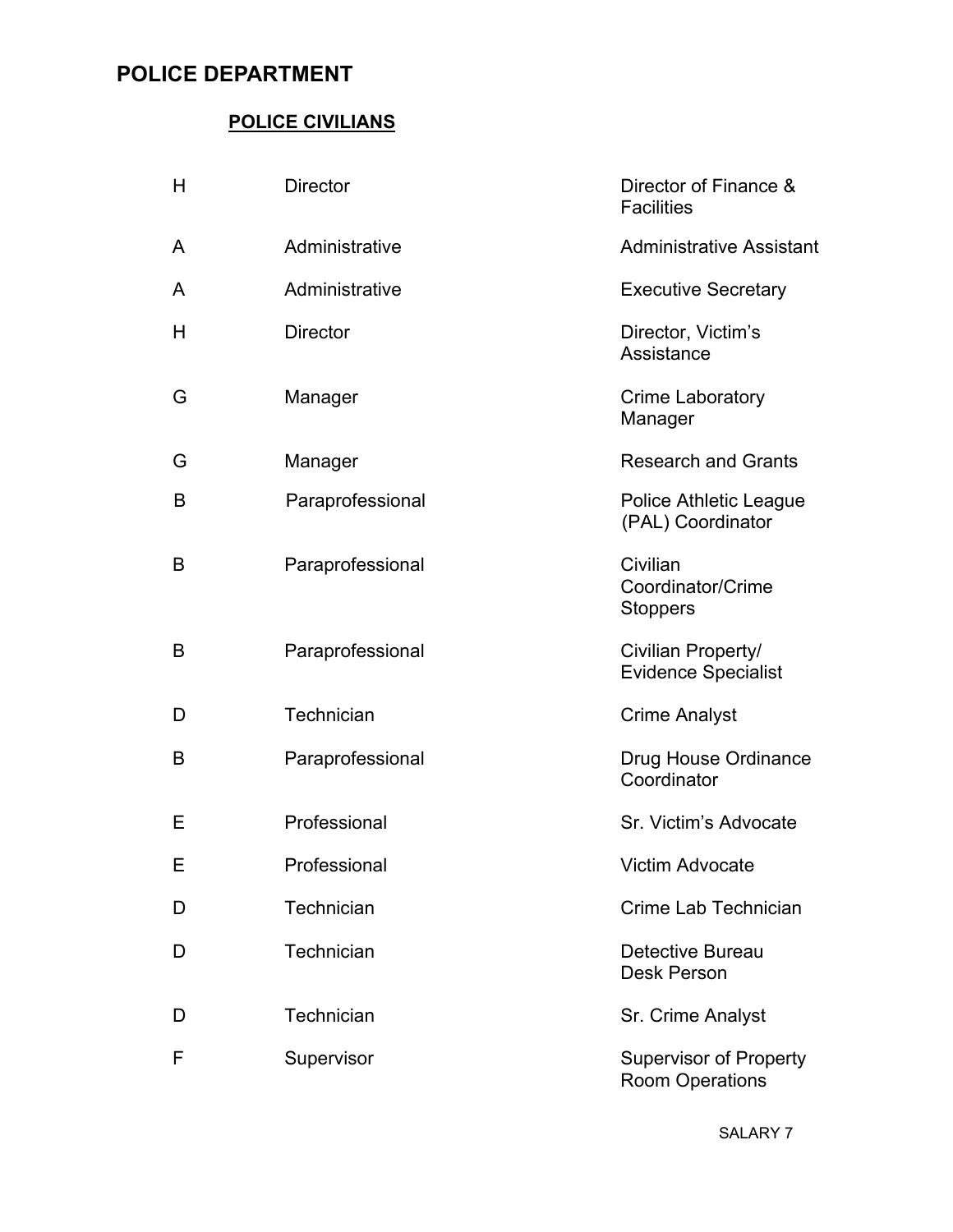# POLICE DEPARTMENT

## POLICE CIVILIANS

| | | |
|---|---|---|
| H | Director | Director of Finance & Facilities |
| A | Administrative | Administrative Assistant |
| A | Administrative | Executive Secretary |
| H | Director | Director, Victim's Assistance |
| G | Manager | Crime Laboratory Manager |
| G | Manager | Research and Grants |
| B | Paraprofessional | Police Athletic League (PAL) Coordinator |
| B | Paraprofessional | Civilian Coordinator/Crime Stoppers |
| B | Paraprofessional | Civilian Property/ Evidence Specialist |
| D | Technician | Crime Analyst |
| B | Paraprofessional | Drug House Ordinance Coordinator |
| E | Professional | Sr. Victim's Advocate |
| E | Professional | Victim Advocate |
| D | Technician | Crime Lab Technician |
| D | Technician | Detective Bureau Desk Person |
| D | Technician | Sr. Crime Analyst |
| F | Supervisor | Supervisor of Property Room Operations |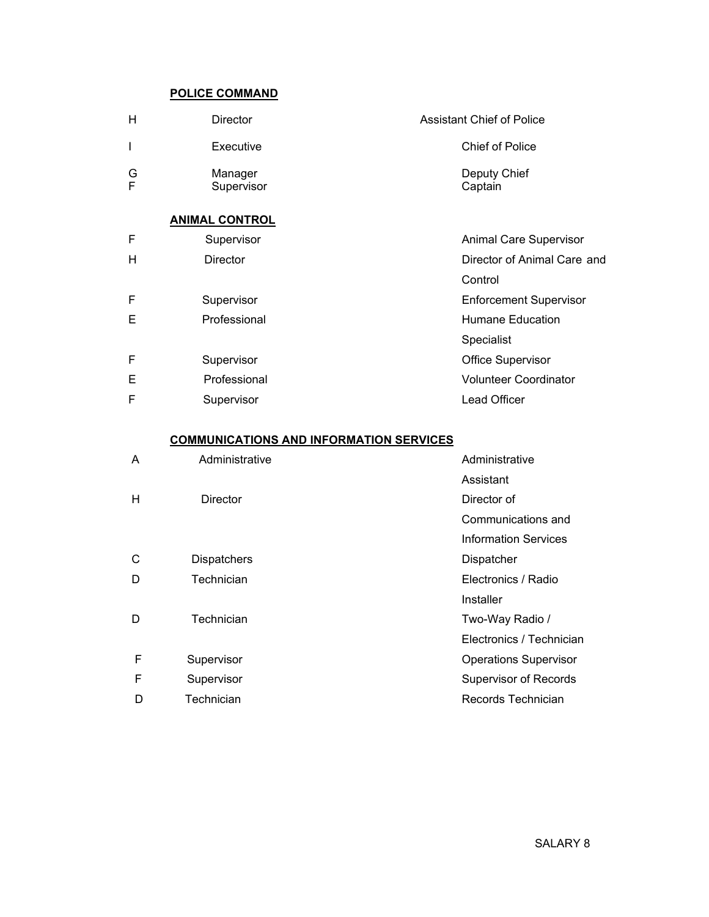**POICE COMMAND**

| | | |
|---|---|---|
| H | Director | Assistant Chief of Police |
| I | Executive | Chief of Police |
| G | Manager | Deputy Chief |
| F | Supervisor | Captain |

**ANIMAL CONTROL**

| | | |
|---|---|---|
| F | Supervisor | Animal Care Supervisor |
| H | Director | Director of Animal Care and Control |
| F | Supervisor | Enforcement Supervisor |
| E | Professional | Humane Education Specialist |
| F | Supervisor | Office Supervisor |
| E | Professional | Volunteer Coordinator |
| F | Supervisor | Lead Officer |

**COMMUNICATIONS AND INFORMATION SERVICES**

| | | |
|---|---|---|
| A | Administrative | Administrative Assistant |
| H | Director | Director of Communications and Information Services |
| C | Dispatchers | Dispatcher |
| D | Technician | Electronics / Radio Installer |
| D | Technician | Two-Way Radio / Electronics / Technician |
| F | Supervisor | Operations Supervisor |
| F | Supervisor | Supervisor of Records |
| D | Technician | Records Technician |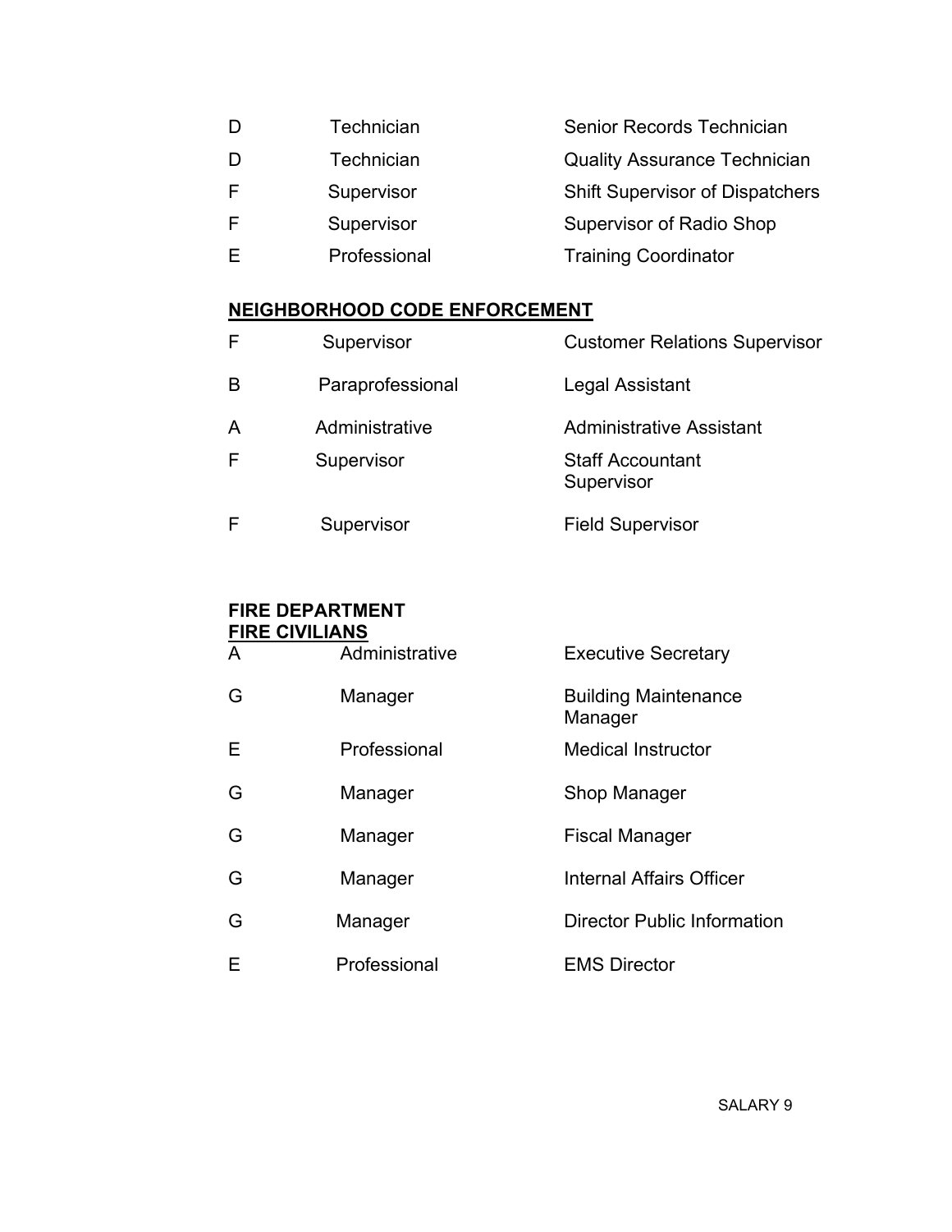| | | |
|---|---|---|
| D | Technician | Senior Records Technician |
| D | Technician | Quality Assurance Technician |
| F | Supervisor | Shift Supervisor of Dispatchers |
| F | Supervisor | Supervisor of Radio Shop |
| E | Professional | Training Coordinator |

## NEIGHBORHOOD CODE ENFORCEMENT

| | | |
|---|---|---|
| F | Supervisor | Customer Relations Supervisor |
| B | Paraprofessional | Legal Assistant |
| A | Administrative | Administrative Assistant |
| F | Supervisor | Staff Accountant Supervisor |
| F | Supervisor | Field Supervisor |

## FIRE DEPARTMENT

### FIRE CIVILIANS

| | | |
|---|---|---|
| A | Administrative | Executive Secretary |
| G | Manager | Building Maintenance Manager |
| E | Professional | Medical Instructor |
| G | Manager | Shop Manager |
| G | Manager | Fiscal Manager |
| G | Manager | Internal Affairs Officer |
| G | Manager | Director Public Information |
| E | Professional | EMS Director |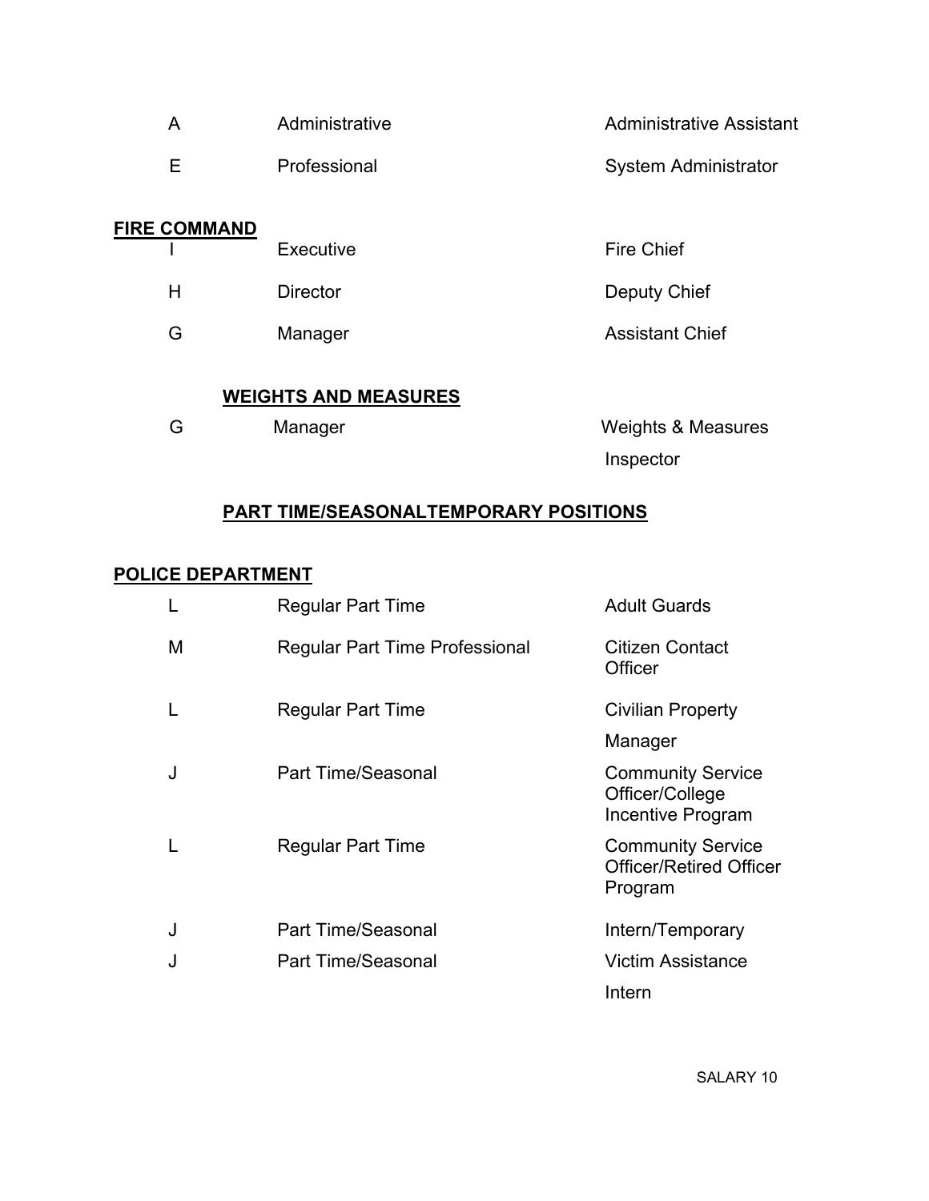| | | |
|---|---|---|
| A | Administrative | Administrative Assistant |
| E | Professional | System Administrator |

**FIRE COMMAND**

| | | |
|---|---|---|
| I | Executive | Fire Chief |
| H | Director | Deputy Chief |
| G | Manager | Assistant Chief |

**WEIGHTS AND MEASURES**

| | | |
|---|---|---|
| G | Manager | Weights & Measures Inspector |

**PART TIME/SEASONALTEMPORARY POSITIONS**

**POLICE DEPARTMENT**

| | | |
|---|---|---|
| L | Regular Part Time | Adult Guards |
| M | Regular Part Time Professional | Citizen Contact Officer |
| L | Regular Part Time | Civilian Property Manager |
| J | Part Time/Seasonal | Community Service Officer/College Incentive Program |
| L | Regular Part Time | Community Service Officer/Retired Officer Program |
| J | Part Time/Seasonal | Intern/Temporary |
| J | Part Time/Seasonal | Victim Assistance Intern |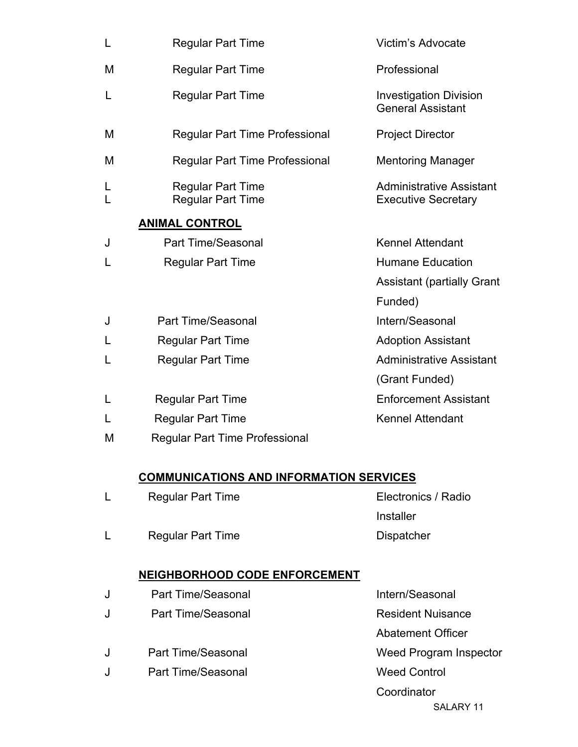| | | |
|---|---|---|
| L | Regular Part Time | Victim's Advocate |
| M | Regular Part Time | Professional |
| L | Regular Part Time | Investigation Division General Assistant |
| M | Regular Part Time Professional | Project Director |
| M | Regular Part Time Professional | Mentoring Manager |
| L | Regular Part Time | Administrative Assistant |
| L | Regular Part Time | Executive Secretary |

**ANIMAL CONTROL**

| | | |
|---|---|---|
| J | Part Time/Seasonal | Kennel Attendant |
| L | Regular Part Time | Humane Education Assistant (partially Grant Funded) |
| J | Part Time/Seasonal | Intern/Seasonal |
| L | Regular Part Time | Adoption Assistant |
| L | Regular Part Time | Administrative Assistant (Grant Funded) |
| L | Regular Part Time | Enforcement Assistant |
| L | Regular Part Time | Kennel Attendant |
| M | Regular Part Time Professional | |

**COMMUNICATIONS AND INFORMATION SERVICES**

| | | |
|---|---|---|
| L | Regular Part Time | Electronics / Radio Installer |
| L | Regular Part Time | Dispatcher |

**NEIGHBORHOOD CODE ENFORCEMENT**

| | | |
|---|---|---|
| J | Part Time/Seasonal | Intern/Seasonal |
| J | Part Time/Seasonal | Resident Nuisance Abatement Officer |
| J | Part Time/Seasonal | Weed Program Inspector |
| J | Part Time/Seasonal | Weed Control Coordinator |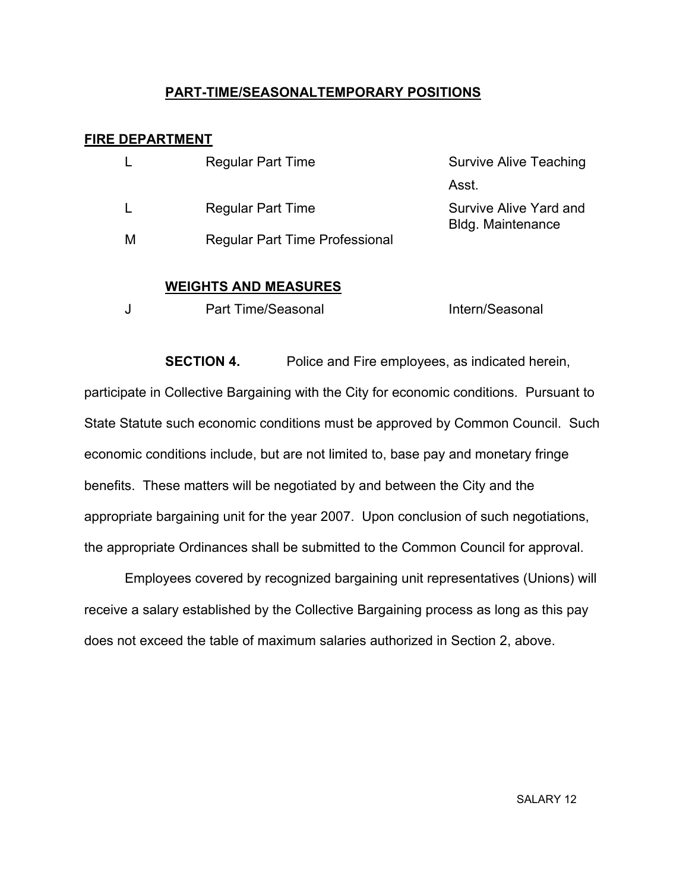## PART-TIME/SEASONALTEMPORARY POSITIONS

### FIRE DEPARTMENT

| | | |
|---|---|---|
| L | Regular Part Time | Survive Alive Teaching Asst. |
| L | Regular Part Time | Survive Alive Yard and Bldg. Maintenance |
| M | Regular Part Time Professional | |

### WEIGHTS AND MEASURES

| | | |
|---|---|---|
| J | Part Time/Seasonal | Intern/Seasonal |

**SECTION 4.** Police and Fire employees, as indicated herein, participate in Collective Bargaining with the City for economic conditions. Pursuant to State Statute such economic conditions must be approved by Common Council. Such economic conditions include, but are not limited to, base pay and monetary fringe benefits. These matters will be negotiated by and between the City and the appropriate bargaining unit for the year 2007. Upon conclusion of such negotiations, the appropriate Ordinances shall be submitted to the Common Council for approval.

Employees covered by recognized bargaining unit representatives (Unions) will receive a salary established by the Collective Bargaining process as long as this pay does not exceed the table of maximum salaries authorized in Section 2, above.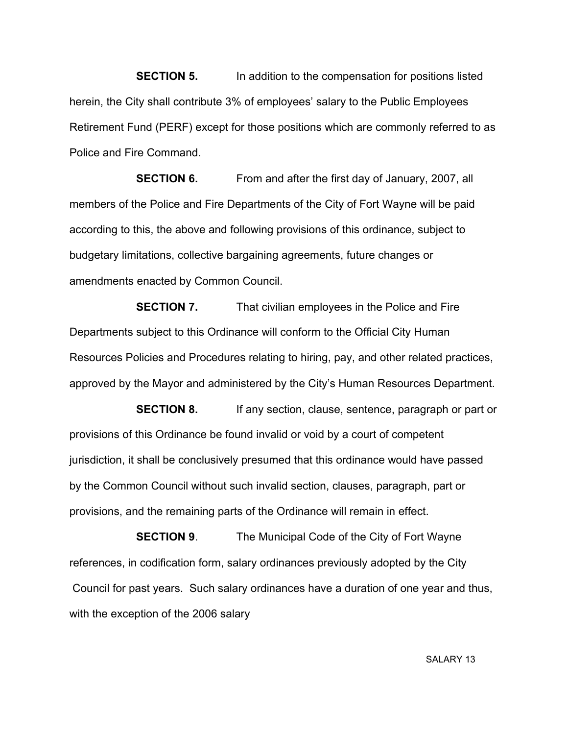**SECTION 5.** In addition to the compensation for positions listed herein, the City shall contribute 3% of employees' salary to the Public Employees Retirement Fund (PERF) except for those positions which are commonly referred to as Police and Fire Command.

**SECTION 6.** From and after the first day of January, 2007, all members of the Police and Fire Departments of the City of Fort Wayne will be paid according to this, the above and following provisions of this ordinance, subject to budgetary limitations, collective bargaining agreements, future changes or amendments enacted by Common Council.

**SECTION 7.** That civilian employees in the Police and Fire Departments subject to this Ordinance will conform to the Official City Human Resources Policies and Procedures relating to hiring, pay, and other related practices, approved by the Mayor and administered by the City's Human Resources Department.

**SECTION 8.** If any section, clause, sentence, paragraph or part or provisions of this Ordinance be found invalid or void by a court of competent jurisdiction, it shall be conclusively presumed that this ordinance would have passed by the Common Council without such invalid section, clauses, paragraph, part or provisions, and the remaining parts of the Ordinance will remain in effect.

**SECTION 9**. The Municipal Code of the City of Fort Wayne references, in codification form, salary ordinances previously adopted by the City Council for past years. Such salary ordinances have a duration of one year and thus, with the exception of the 2006 salary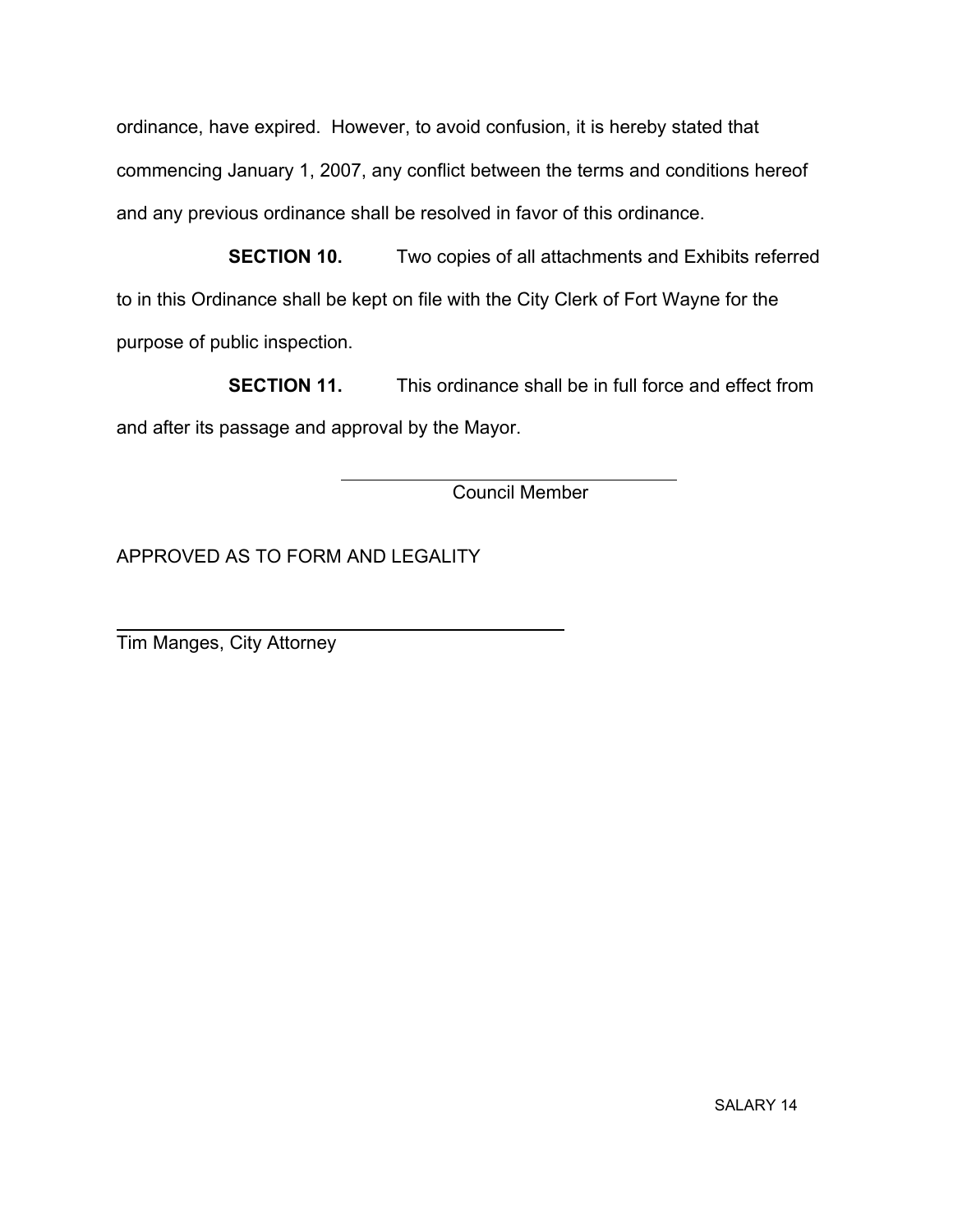ordinance, have expired. However, to avoid confusion, it is hereby stated that commencing January 1, 2007, any conflict between the terms and conditions hereof and any previous ordinance shall be resolved in favor of this ordinance.

**SECTION 10.** Two copies of all attachments and Exhibits referred to in this Ordinance shall be kept on file with the City Clerk of Fort Wayne for the purpose of public inspection.

**SECTION 11.** This ordinance shall be in full force and effect from and after its passage and approval by the Mayor.

\_\_\_\_\_\_\_\_\_\_\_\_\_\_\_\_\_\_\_\_\_\_\_\_\_\_\_\_\_\_\_\_\_\_\_\_

Council Member

APPROVED AS TO FORM AND LEGALITY

\_\_\_\_\_\_\_\_\_\_\_\_\_\_\_\_\_\_\_\_\_\_\_\_\_\_\_\_\_\_\_\_\_\_\_\_

Tim Manges, City Attorney

SALARY 14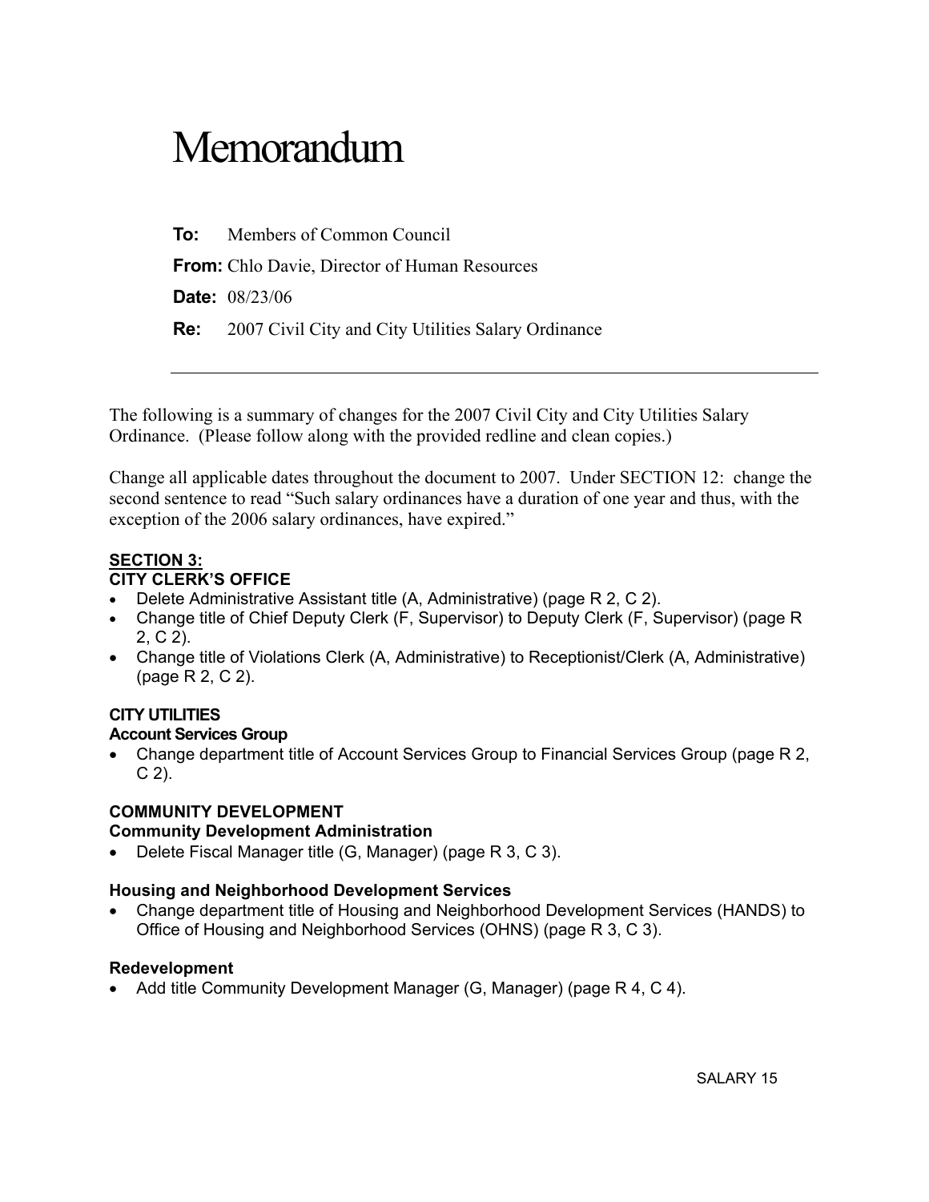# Memorandum

**To:** Members of Common Council

**From:** Chlo Davie, Director of Human Resources

**Date:** 08/23/06

**Re:** 2007 Civil City and City Utilities Salary Ordinance

---

The following is a summary of changes for the 2007 Civil City and City Utilities Salary Ordinance. (Please follow along with the provided redline and clean copies.)

Change all applicable dates throughout the document to 2007. Under SECTION 12: change the second sentence to read "Such salary ordinances have a duration of one year and thus, with the exception of the 2006 salary ordinances, have expired."

**SECTION 3:**

**CITY CLERK'S OFFICE**

- Delete Administrative Assistant title (A, Administrative) (page R 2, C 2).
- Change title of Chief Deputy Clerk (F, Supervisor) to Deputy Clerk (F, Supervisor) (page R 2, C 2).
- Change title of Violations Clerk (A, Administrative) to Receptionist/Clerk (A, Administrative) (page R 2, C 2).

**CITY UTILITIES**

**Account Services Group**

- Change department title of Account Services Group to Financial Services Group (page R 2, C 2).

**COMMUNITY DEVELOPMENT**

**Community Development Administration**

- Delete Fiscal Manager title (G, Manager) (page R 3, C 3).

**Housing and Neighborhood Development Services**

- Change department title of Housing and Neighborhood Development Services (HANDS) to Office of Housing and Neighborhood Services (OHNS) (page R 3, C 3).

**Redevelopment**

- Add title Community Development Manager (G, Manager) (page R 4, C 4).

SALARY 15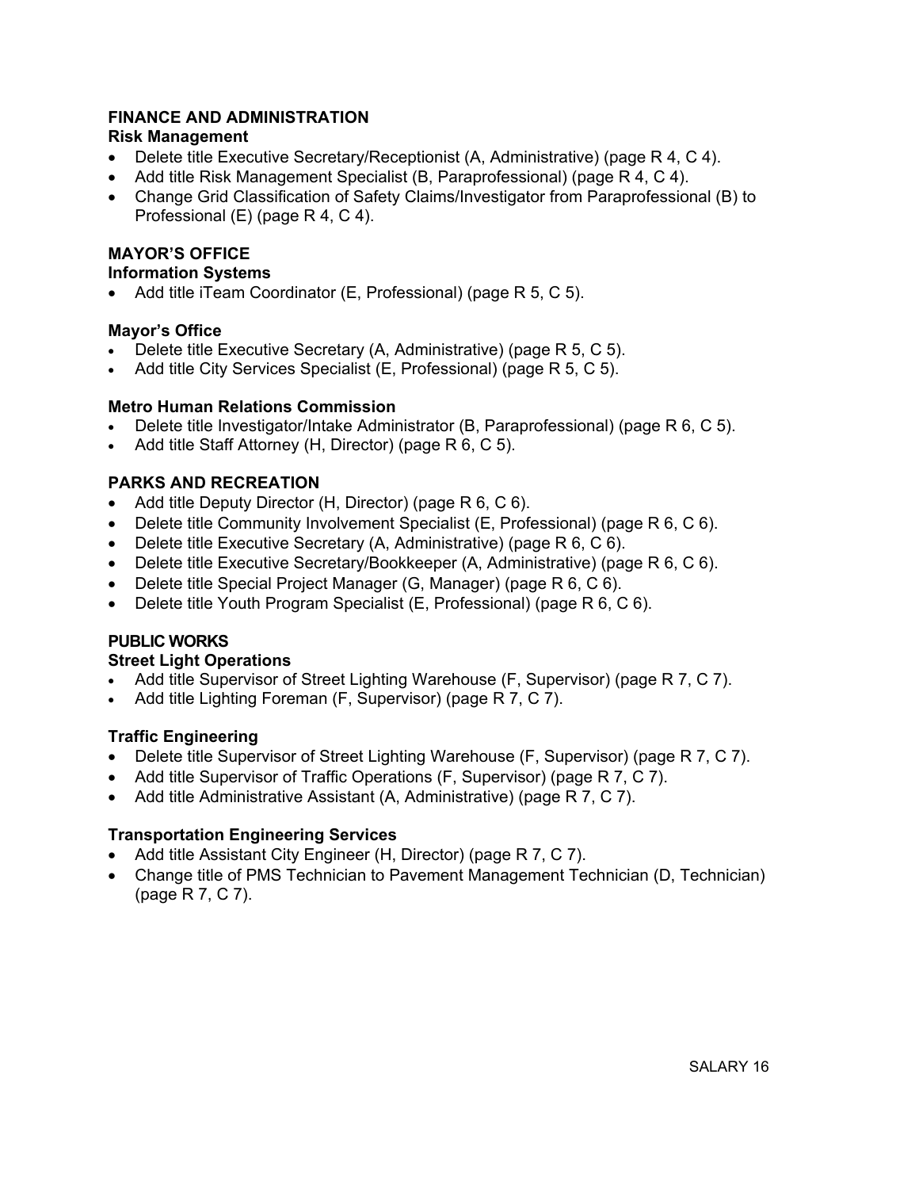## FINANCE AND ADMINISTRATION

### Risk Management

- Delete title Executive Secretary/Receptionist (A, Administrative) (page R 4, C 4).
- Add title Risk Management Specialist (B, Paraprofessional) (page R 4, C 4).
- Change Grid Classification of Safety Claims/Investigator from Paraprofessional (B) to Professional (E) (page R 4, C 4).

## MAYOR'S OFFICE

### Information Systems

- Add title iTeam Coordinator (E, Professional) (page R 5, C 5).

### Mayor's Office

- Delete title Executive Secretary (A, Administrative) (page R 5, C 5).
- Add title City Services Specialist (E, Professional) (page R 5, C 5).

### Metro Human Relations Commission

- Delete title Investigator/Intake Administrator (B, Paraprofessional) (page R 6, C 5).
- Add title Staff Attorney (H, Director) (page R 6, C 5).

## PARKS AND RECREATION

- Add title Deputy Director (H, Director) (page R 6, C 6).
- Delete title Community Involvement Specialist (E, Professional) (page R 6, C 6).
- Delete title Executive Secretary (A, Administrative) (page R 6, C 6).
- Delete title Executive Secretary/Bookkeeper (A, Administrative) (page R 6, C 6).
- Delete title Special Project Manager (G, Manager) (page R 6, C 6).
- Delete title Youth Program Specialist (E, Professional) (page R 6, C 6).

## PUBLIC WORKS

### Street Light Operations

- Add title Supervisor of Street Lighting Warehouse (F, Supervisor) (page R 7, C 7).
- Add title Lighting Foreman (F, Supervisor) (page R 7, C 7).

### Traffic Engineering

- Delete title Supervisor of Street Lighting Warehouse (F, Supervisor) (page R 7, C 7).
- Add title Supervisor of Traffic Operations (F, Supervisor) (page R 7, C 7).
- Add title Administrative Assistant (A, Administrative) (page R 7, C 7).

### Transportation Engineering Services

- Add title Assistant City Engineer (H, Director) (page R 7, C 7).
- Change title of PMS Technician to Pavement Management Technician (D, Technician) (page R 7, C 7).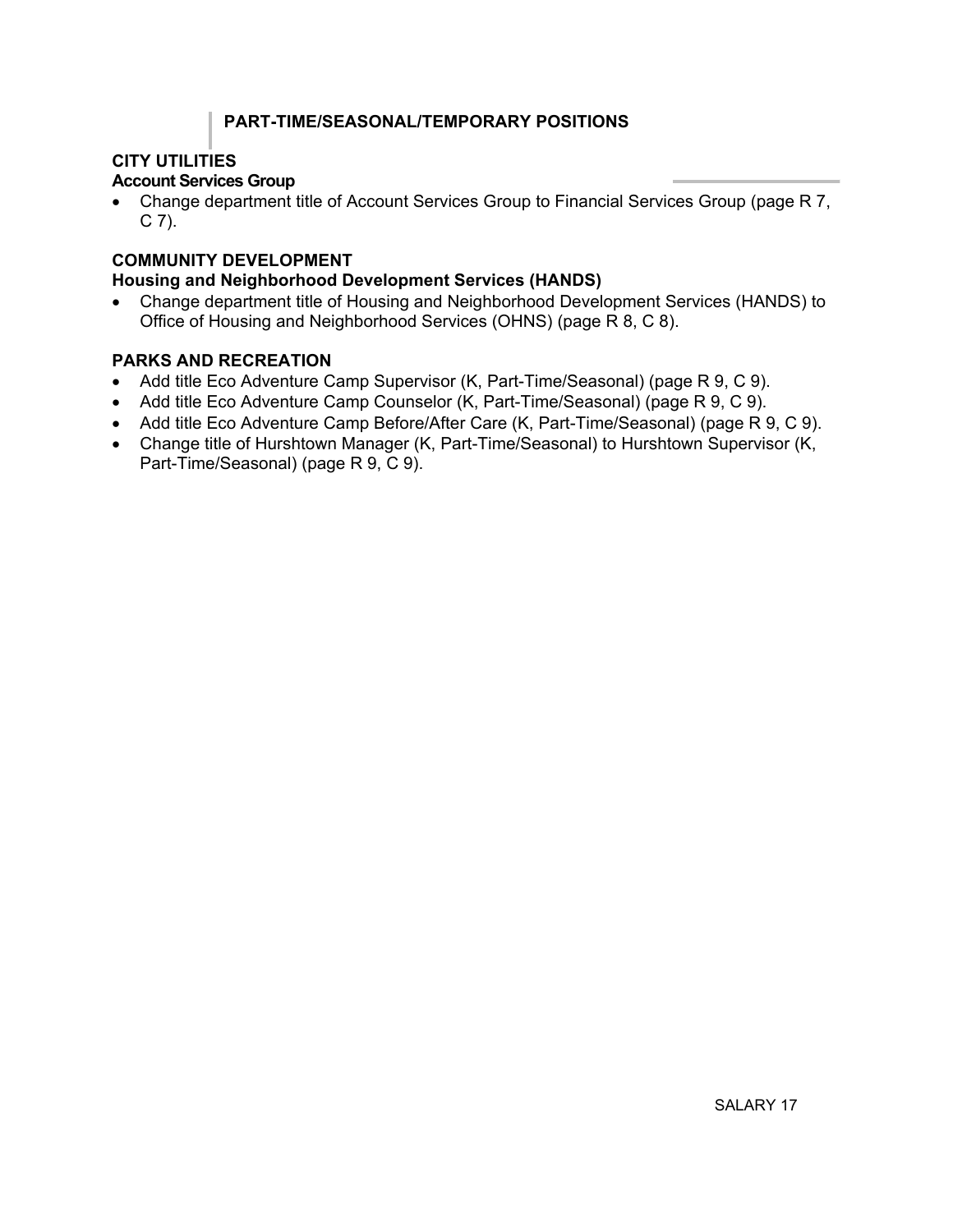## PART-TIME/SEASONAL/TEMPORARY POSITIONS

**CITY UTILITIES**
**Account Services Group**

- Change department title of Account Services Group to Financial Services Group (page R 7, C 7).

**COMMUNITY DEVELOPMENT**
**Housing and Neighborhood Development Services (HANDS)**

- Change department title of Housing and Neighborhood Development Services (HANDS) to Office of Housing and Neighborhood Services (OHNS) (page R 8, C 8).

**PARKS AND RECREATION**

- Add title Eco Adventure Camp Supervisor (K, Part-Time/Seasonal) (page R 9, C 9).
- Add title Eco Adventure Camp Counselor (K, Part-Time/Seasonal) (page R 9, C 9).
- Add title Eco Adventure Camp Before/After Care (K, Part-Time/Seasonal) (page R 9, C 9).
- Change title of Hurshtown Manager (K, Part-Time/Seasonal) to Hurshtown Supervisor (K, Part-Time/Seasonal) (page R 9, C 9).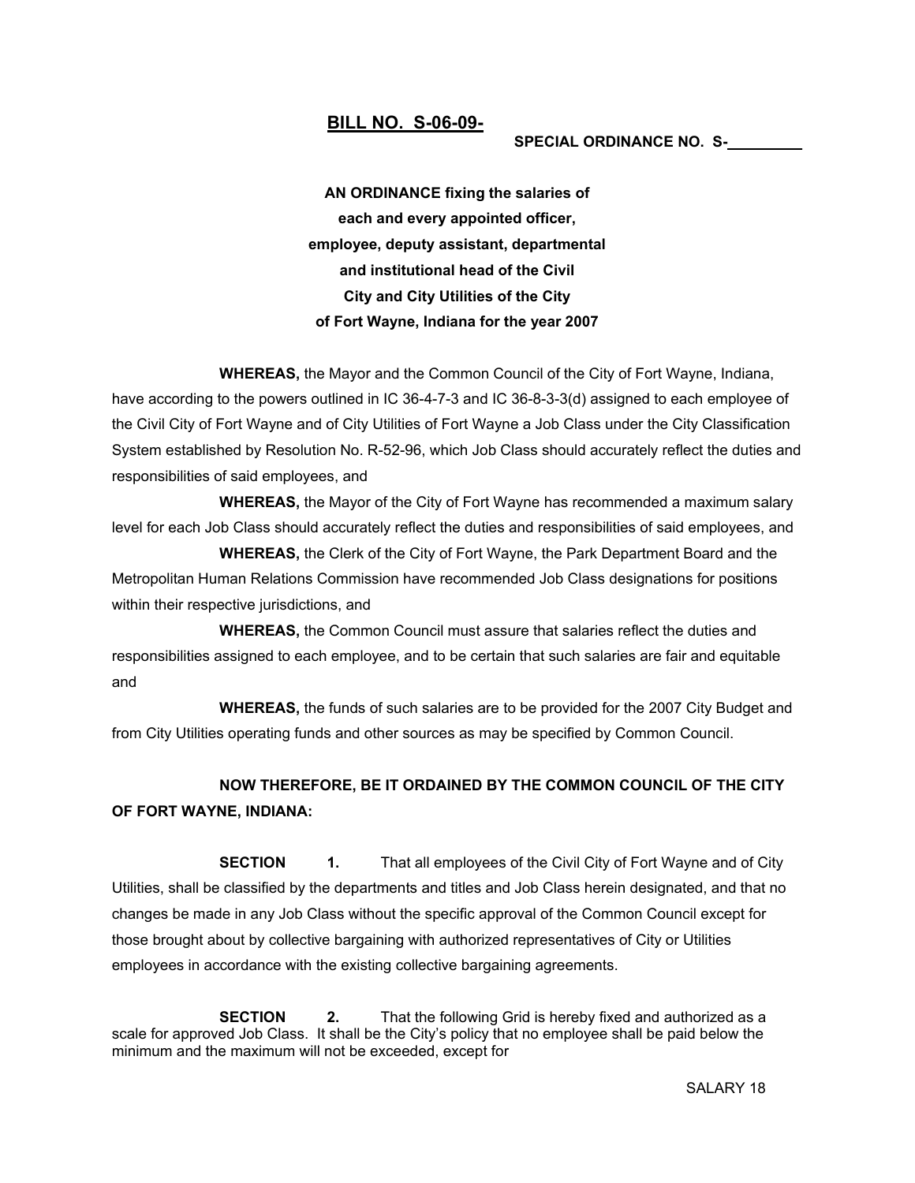**BILL NO. S-06-09-**

**SPECIAL ORDINANCE NO. S-\_\_\_\_\_\_\_\_\_**

**AN ORDINANCE fixing the salaries of each and every appointed officer, employee, deputy assistant, departmental and institutional head of the Civil City and City Utilities of the City of Fort Wayne, Indiana for the year 2007**

**WHEREAS,** the Mayor and the Common Council of the City of Fort Wayne, Indiana, have according to the powers outlined in IC 36-4-7-3 and IC 36-8-3-3(d) assigned to each employee of the Civil City of Fort Wayne and of City Utilities of Fort Wayne a Job Class under the City Classification System established by Resolution No. R-52-96, which Job Class should accurately reflect the duties and responsibilities of said employees, and

**WHEREAS,** the Mayor of the City of Fort Wayne has recommended a maximum salary level for each Job Class should accurately reflect the duties and responsibilities of said employees, and

**WHEREAS,** the Clerk of the City of Fort Wayne, the Park Department Board and the Metropolitan Human Relations Commission have recommended Job Class designations for positions within their respective jurisdictions, and

**WHEREAS,** the Common Council must assure that salaries reflect the duties and responsibilities assigned to each employee, and to be certain that such salaries are fair and equitable and

**WHEREAS,** the funds of such salaries are to be provided for the 2007 City Budget and from City Utilities operating funds and other sources as may be specified by Common Council.

**NOW THEREFORE, BE IT ORDAINED BY THE COMMON COUNCIL OF THE CITY OF FORT WAYNE, INDIANA:**

**SECTION 1.** That all employees of the Civil City of Fort Wayne and of City Utilities, shall be classified by the departments and titles and Job Class herein designated, and that no changes be made in any Job Class without the specific approval of the Common Council except for those brought about by collective bargaining with authorized representatives of City or Utilities employees in accordance with the existing collective bargaining agreements.

**SECTION 2.** That the following Grid is hereby fixed and authorized as a scale for approved Job Class. It shall be the City's policy that no employee shall be paid below the minimum and the maximum will not be exceeded, except for

SALARY 18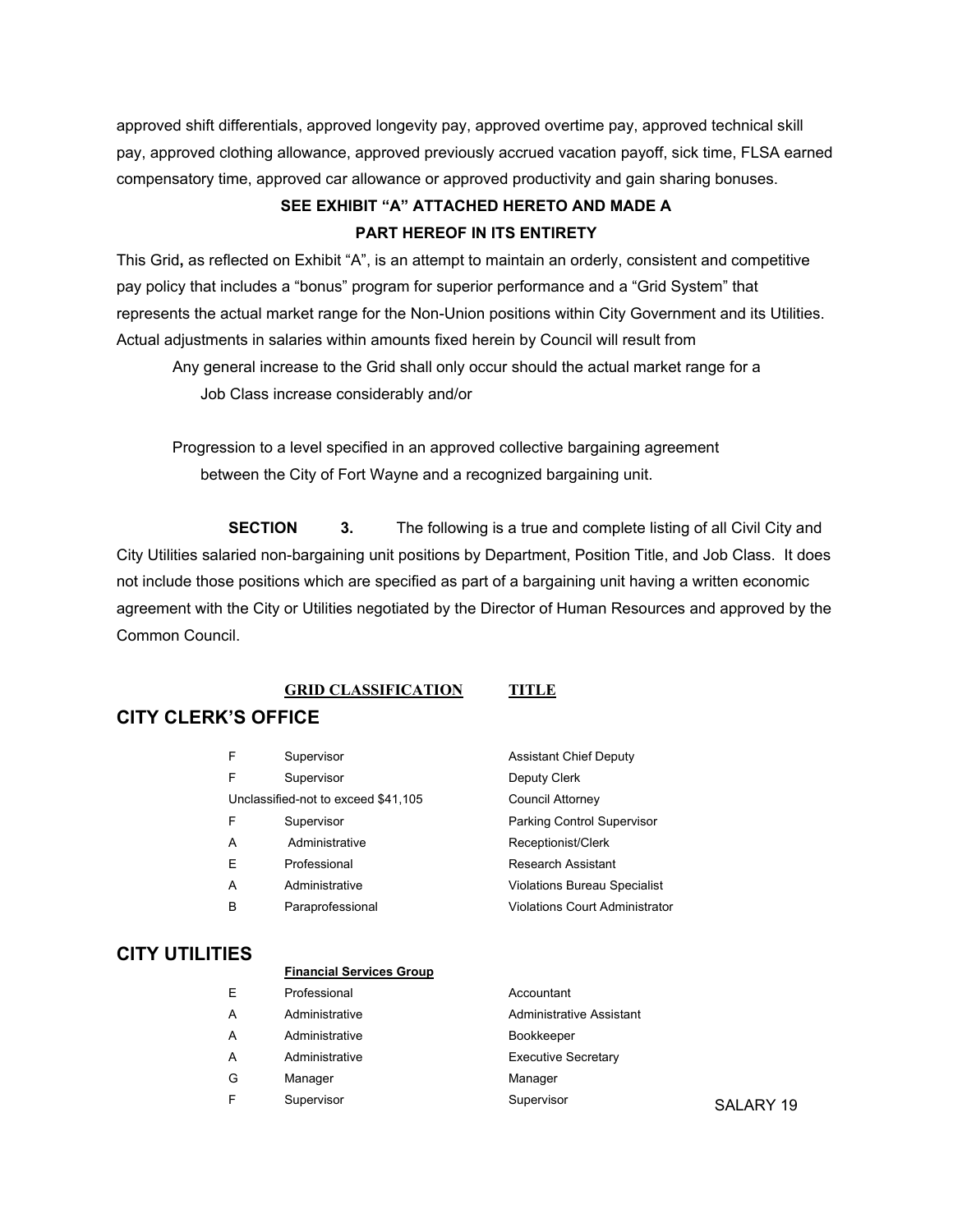approved shift differentials, approved longevity pay, approved overtime pay, approved technical skill pay, approved clothing allowance, approved previously accrued vacation payoff, sick time, FLSA earned compensatory time, approved car allowance or approved productivity and gain sharing bonuses.

**SEE EXHIBIT "A" ATTACHED HERETO AND MADE A PART HEREOF IN ITS ENTIRETY**

This Grid**,** as reflected on Exhibit "A", is an attempt to maintain an orderly, consistent and competitive pay policy that includes a "bonus" program for superior performance and a "Grid System" that represents the actual market range for the Non-Union positions within City Government and its Utilities. Actual adjustments in salaries within amounts fixed herein by Council will result from

Any general increase to the Grid shall only occur should the actual market range for a Job Class increase considerably and/or

Progression to a level specified in an approved collective bargaining agreement between the City of Fort Wayne and a recognized bargaining unit.

**SECTION 3.** The following is a true and complete listing of all Civil City and City Utilities salaried non-bargaining unit positions by Department, Position Title, and Job Class. It does not include those positions which are specified as part of a bargaining unit having a written economic agreement with the City or Utilities negotiated by the Director of Human Resources and approved by the Common Council.

## CITY CLERK'S OFFICE

| | GRID CLASSIFICATION | TITLE |
|---|---|---|
| F | Supervisor | Assistant Chief Deputy |
| F | Supervisor | Deputy Clerk |
| Unclassified-not to exceed $41,105 | | Council Attorney |
| F | Supervisor | Parking Control Supervisor |
| A | Administrative | Receptionist/Clerk |
| E | Professional | Research Assistant |
| A | Administrative | Violations Bureau Specialist |
| B | Paraprofessional | Violations Court Administrator |

## CITY UTILITIES

**Financial Services Group**

| | GRID CLASSIFICATION | TITLE |
|---|---|---|
| E | Professional | Accountant |
| A | Administrative | Administrative Assistant |
| A | Administrative | Bookkeeper |
| A | Administrative | Executive Secretary |
| G | Manager | Manager |
| F | Supervisor | Supervisor |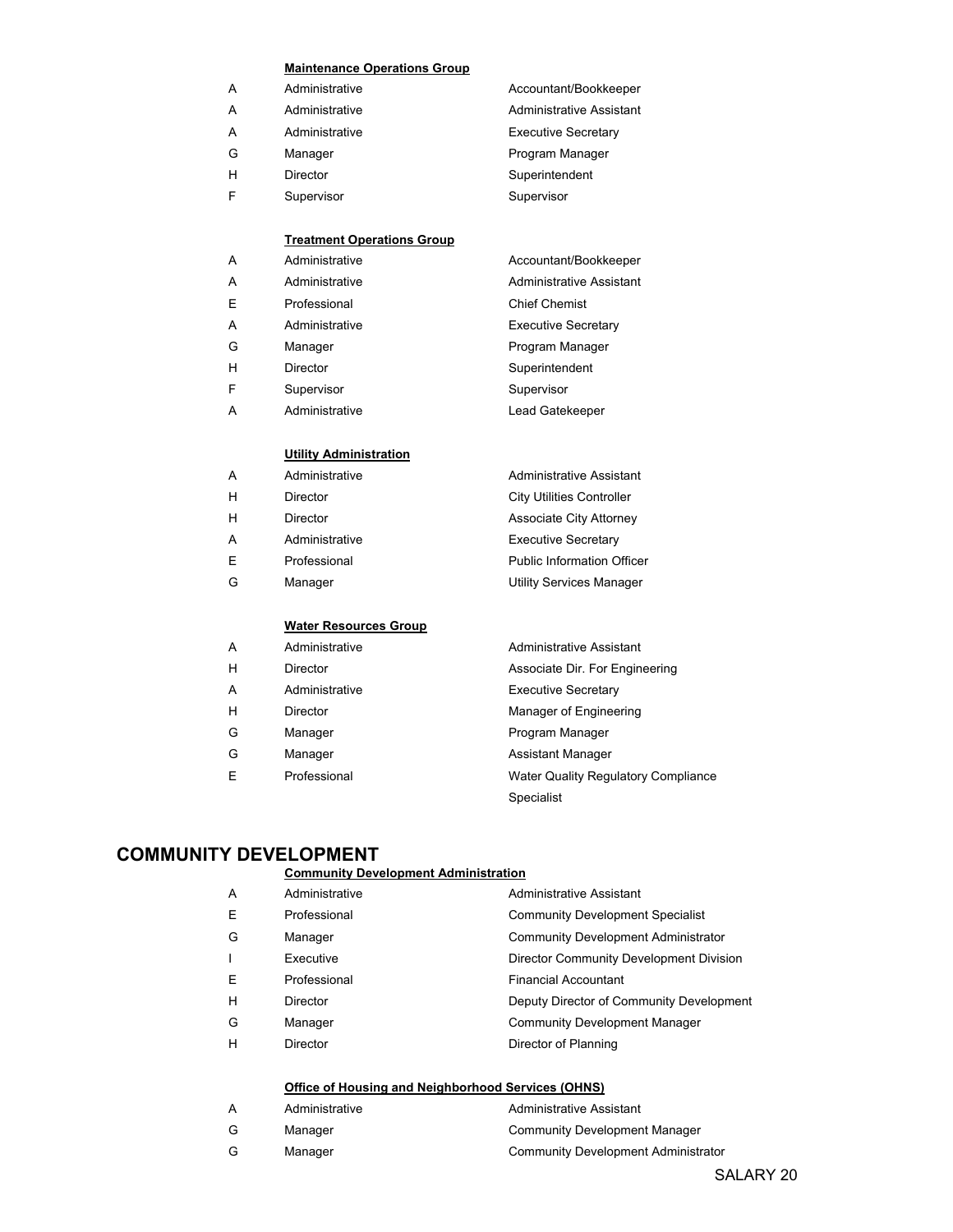**Maintenance Operations Group**

| | | |
|---|---|---|
| A | Administrative | Accountant/Bookkeeper |
| A | Administrative | Administrative Assistant |
| A | Administrative | Executive Secretary |
| G | Manager | Program Manager |
| H | Director | Superintendent |
| F | Supervisor | Supervisor |

**Treatment Operations Group**

| | | |
|---|---|---|
| A | Administrative | Accountant/Bookkeeper |
| A | Administrative | Administrative Assistant |
| E | Professional | Chief Chemist |
| A | Administrative | Executive Secretary |
| G | Manager | Program Manager |
| H | Director | Superintendent |
| F | Supervisor | Supervisor |
| A | Administrative | Lead Gatekeeper |

**Utility Administration**

| | | |
|---|---|---|
| A | Administrative | Administrative Assistant |
| H | Director | City Utilities Controller |
| H | Director | Associate City Attorney |
| A | Administrative | Executive Secretary |
| E | Professional | Public Information Officer |
| G | Manager | Utility Services Manager |

**Water Resources Group**

| | | |
|---|---|---|
| A | Administrative | Administrative Assistant |
| H | Director | Associate Dir. For Engineering |
| A | Administrative | Executive Secretary |
| H | Director | Manager of Engineering |
| G | Manager | Program Manager |
| G | Manager | Assistant Manager |
| E | Professional | Water Quality Regulatory Compliance Specialist |

## COMMUNITY DEVELOPMENT

**Community Development Administration**

| | | |
|---|---|---|
| A | Administrative | Administrative Assistant |
| E | Professional | Community Development Specialist |
| G | Manager | Community Development Administrator |
| I | Executive | Director Community Development Division |
| E | Professional | Financial Accountant |
| H | Director | Deputy Director of Community Development |
| G | Manager | Community Development Manager |
| H | Director | Director of Planning |

**Office of Housing and Neighborhood Services (OHNS)**

| | | |
|---|---|---|
| A | Administrative | Administrative Assistant |
| G | Manager | Community Development Manager |
| G | Manager | Community Development Administrator |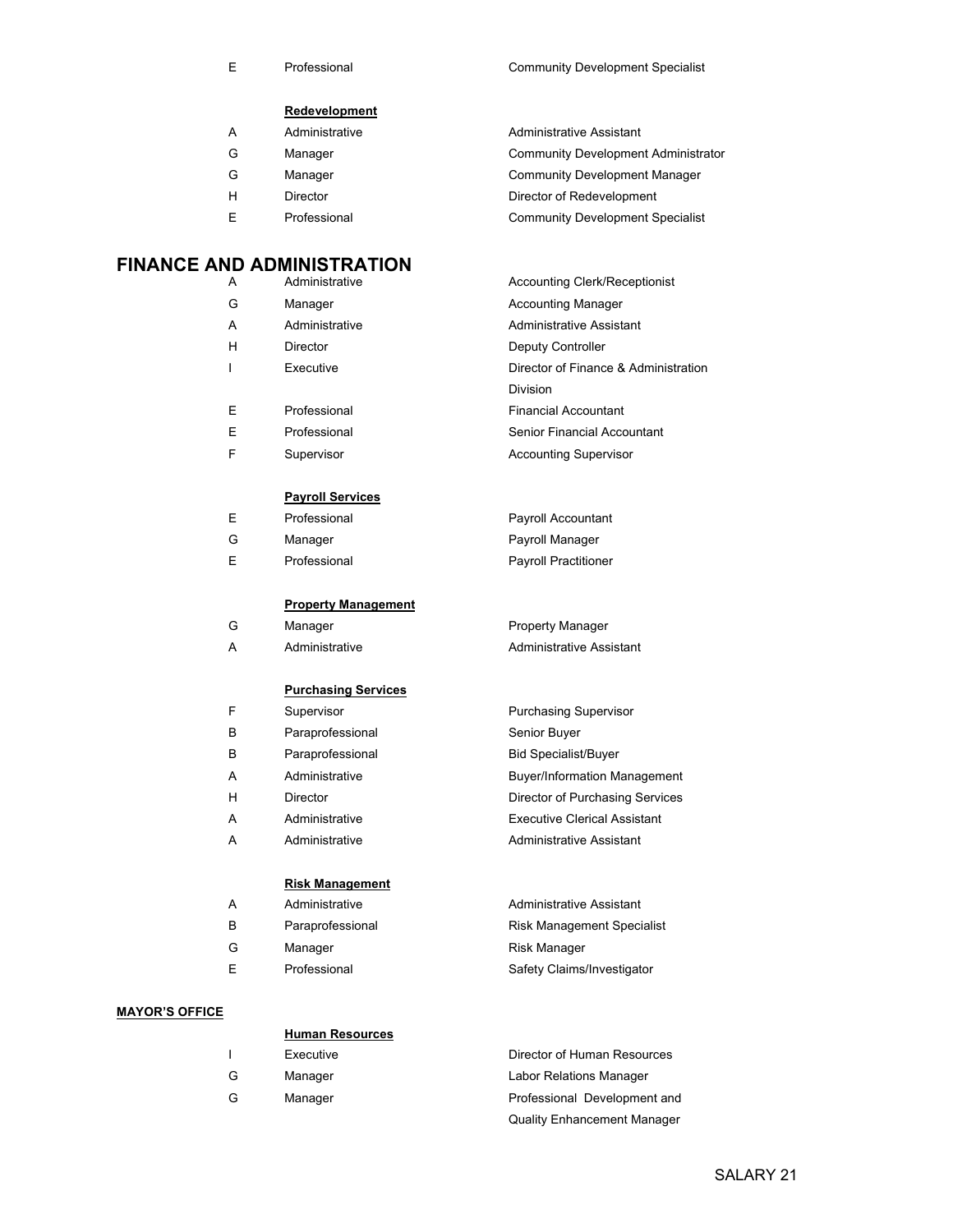| | | |
|---|---|---|
| E | Professional | Community Development Specialist |

**Redevelopment**

| | | |
|---|---|---|
| A | Administrative | Administrative Assistant |
| G | Manager | Community Development Administrator |
| G | Manager | Community Development Manager |
| H | Director | Director of Redevelopment |
| E | Professional | Community Development Specialist |

## FINANCE AND ADMINISTRATION

| | | |
|---|---|---|
| A | Administrative | Accounting Clerk/Receptionist |
| G | Manager | Accounting Manager |
| A | Administrative | Administrative Assistant |
| H | Director | Deputy Controller |
| I | Executive | Director of Finance & Administration Division |
| E | Professional | Financial Accountant |
| E | Professional | Senior Financial Accountant |
| F | Supervisor | Accounting Supervisor |

**Payroll Services**

| | | |
|---|---|---|
| E | Professional | Payroll Accountant |
| G | Manager | Payroll Manager |
| E | Professional | Payroll Practitioner |

**Property Management**

| | | |
|---|---|---|
| G | Manager | Property Manager |
| A | Administrative | Administrative Assistant |

**Purchasing Services**

| | | |
|---|---|---|
| F | Supervisor | Purchasing Supervisor |
| B | Paraprofessional | Senior Buyer |
| B | Paraprofessional | Bid Specialist/Buyer |
| A | Administrative | Buyer/Information Management |
| H | Director | Director of Purchasing Services |
| A | Administrative | Executive Clerical Assistant |
| A | Administrative | Administrative Assistant |

**Risk Management**

| | | |
|---|---|---|
| A | Administrative | Administrative Assistant |
| B | Paraprofessional | Risk Management Specialist |
| G | Manager | Risk Manager |
| E | Professional | Safety Claims/Investigator |

**MAYOR'S OFFICE**

**Human Resources**

| | | |
|---|---|---|
| I | Executive | Director of Human Resources |
| G | Manager | Labor Relations Manager |
| G | Manager | Professional Development and Quality Enhancement Manager |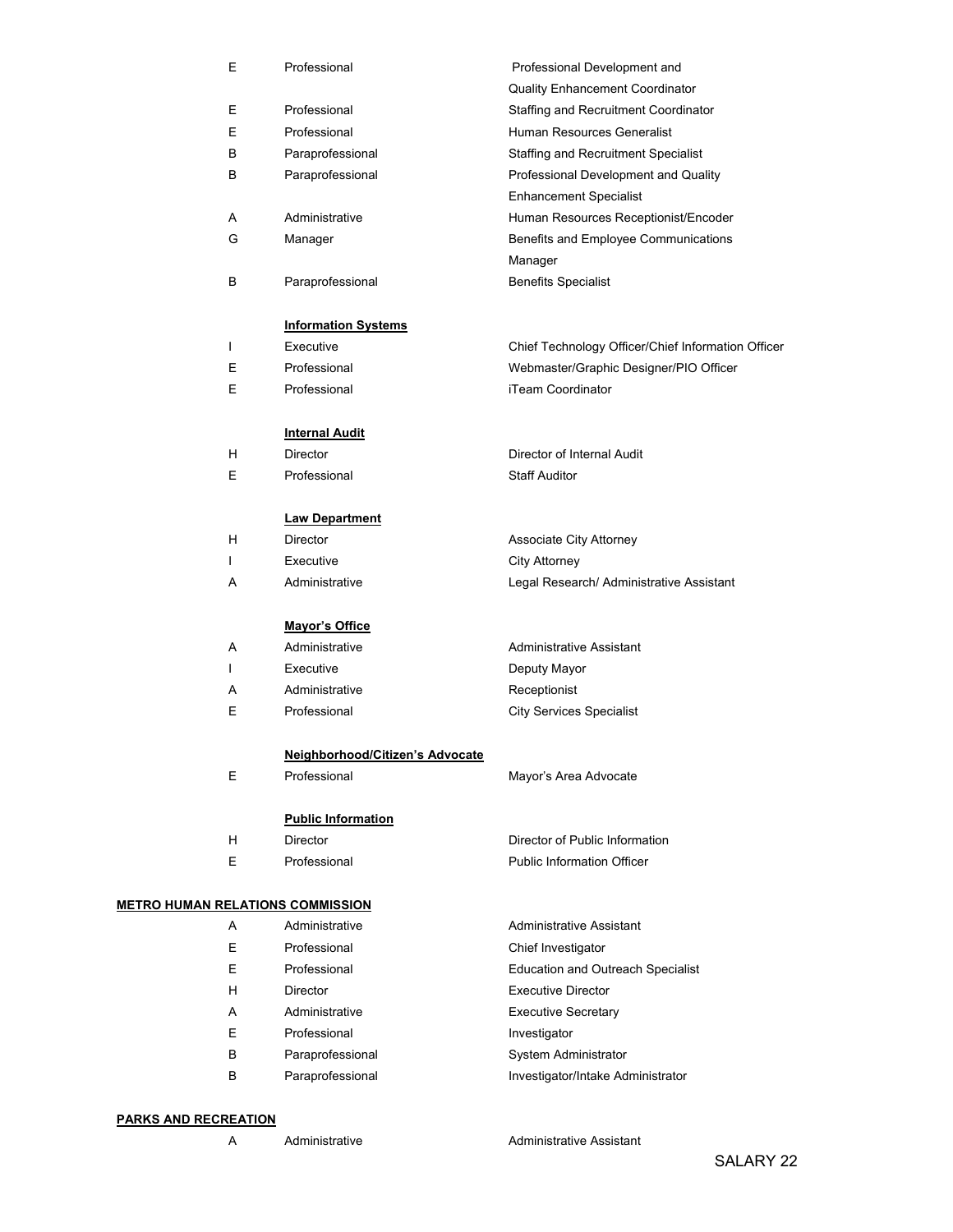| | | |
|---|---|---|
| E | Professional | Professional Development and Quality Enhancement Coordinator |
| E | Professional | Staffing and Recruitment Coordinator |
| E | Professional | Human Resources Generalist |
| B | Paraprofessional | Staffing and Recruitment Specialist |
| B | Paraprofessional | Professional Development and Quality Enhancement Specialist |
| A | Administrative | Human Resources Receptionist/Encoder |
| G | Manager | Benefits and Employee Communications Manager |
| B | Paraprofessional | Benefits Specialist |
| | **Information Systems** | |
| I | Executive | Chief Technology Officer/Chief Information Officer |
| E | Professional | Webmaster/Graphic Designer/PIO Officer |
| E | Professional | iTeam Coordinator |
| | **Internal Audit** | |
| H | Director | Director of Internal Audit |
| E | Professional | Staff Auditor |
| | **Law Department** | |
| H | Director | Associate City Attorney |
| I | Executive | City Attorney |
| A | Administrative | Legal Research/ Administrative Assistant |
| | **Mayor's Office** | |
| A | Administrative | Administrative Assistant |
| I | Executive | Deputy Mayor |
| A | Administrative | Receptionist |
| E | Professional | City Services Specialist |
| | **Neighborhood/Citizen's Advocate** | |
| E | Professional | Mayor's Area Advocate |
| | **Public Information** | |
| H | Director | Director of Public Information |
| E | Professional | Public Information Officer |

**METRO HUMAN RELATIONS COMMISSION**

| | | |
|---|---|---|
| A | Administrative | Administrative Assistant |
| E | Professional | Chief Investigator |
| E | Professional | Education and Outreach Specialist |
| H | Director | Executive Director |
| A | Administrative | Executive Secretary |
| E | Professional | Investigator |
| B | Paraprofessional | System Administrator |
| B | Paraprofessional | Investigator/Intake Administrator |

**PARKS AND RECREATION**

| | | |
|---|---|---|
| A | Administrative | Administrative Assistant |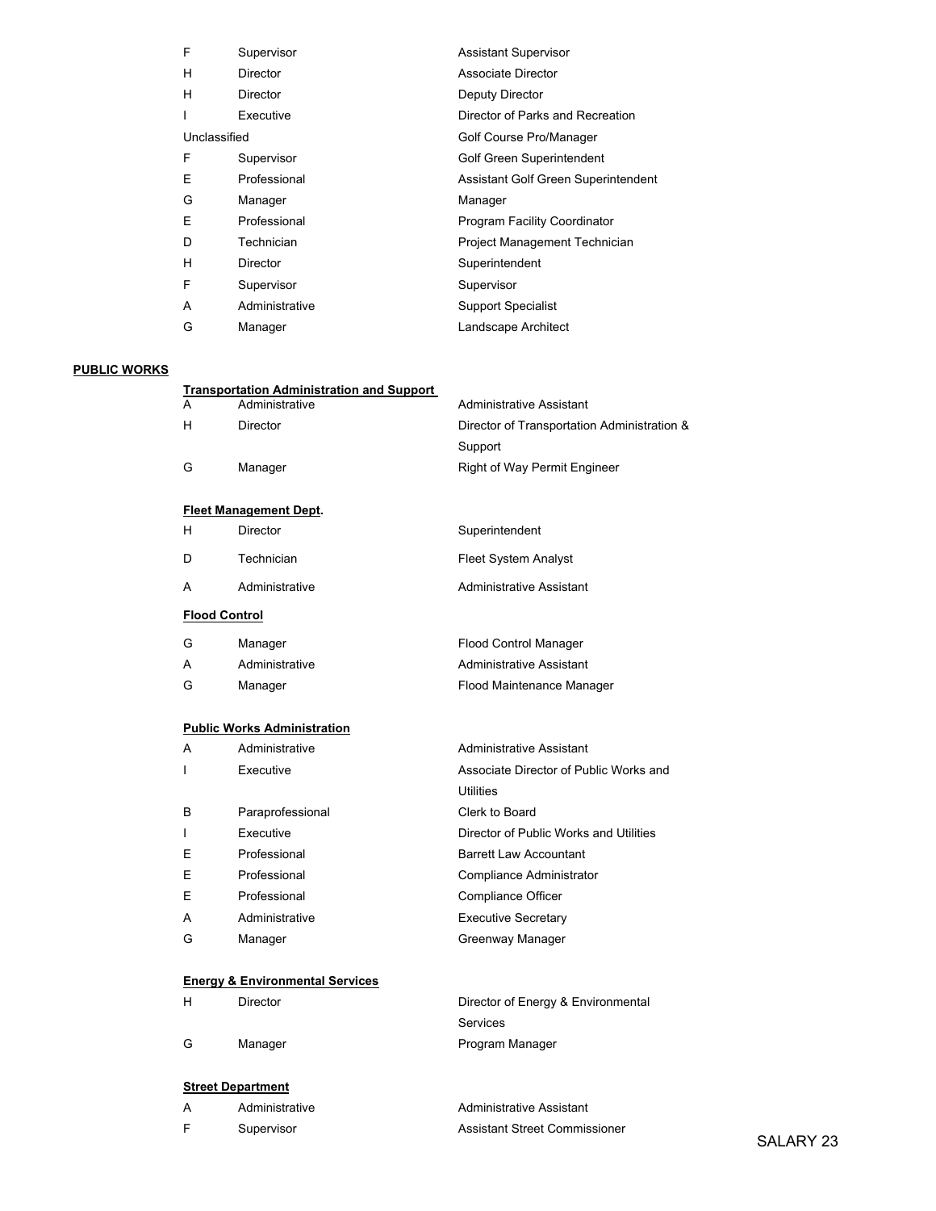| | | |
|---|---|---|
| F | Supervisor | Assistant Supervisor |
| H | Director | Associate Director |
| H | Director | Deputy Director |
| I | Executive | Director of Parks and Recreation |
| Unclassified | | Golf Course Pro/Manager |
| F | Supervisor | Golf Green Superintendent |
| E | Professional | Assistant Golf Green Superintendent |
| G | Manager | Manager |
| E | Professional | Program Facility Coordinator |
| D | Technician | Project Management Technician |
| H | Director | Superintendent |
| F | Supervisor | Supervisor |
| A | Administrative | Support Specialist |
| G | Manager | Landscape Architect |

**PUBLIC WORKS**

**Transportation Administration and Support**

| | | |
|---|---|---|
| A | Administrative | Administrative Assistant |
| H | Director | Director of Transportation Administration & Support |
| G | Manager | Right of Way Permit Engineer |

**Fleet Management Dept.**

| | | |
|---|---|---|
| H | Director | Superintendent |
| D | Technician | Fleet System Analyst |
| A | Administrative | Administrative Assistant |

**Flood Control**

| | | |
|---|---|---|
| G | Manager | Flood Control Manager |
| A | Administrative | Administrative Assistant |
| G | Manager | Flood Maintenance Manager |

**Public Works Administration**

| | | |
|---|---|---|
| A | Administrative | Administrative Assistant |
| I | Executive | Associate Director of Public Works and Utilities |
| B | Paraprofessional | Clerk to Board |
| I | Executive | Director of Public Works and Utilities |
| E | Professional | Barrett Law Accountant |
| E | Professional | Compliance Administrator |
| E | Professional | Compliance Officer |
| A | Administrative | Executive Secretary |
| G | Manager | Greenway Manager |

**Energy & Environmental Services**

| | | |
|---|---|---|
| H | Director | Director of Energy & Environmental Services |
| G | Manager | Program Manager |

**Street Department**

| | | |
|---|---|---|
| A | Administrative | Administrative Assistant |
| F | Supervisor | Assistant Street Commissioner |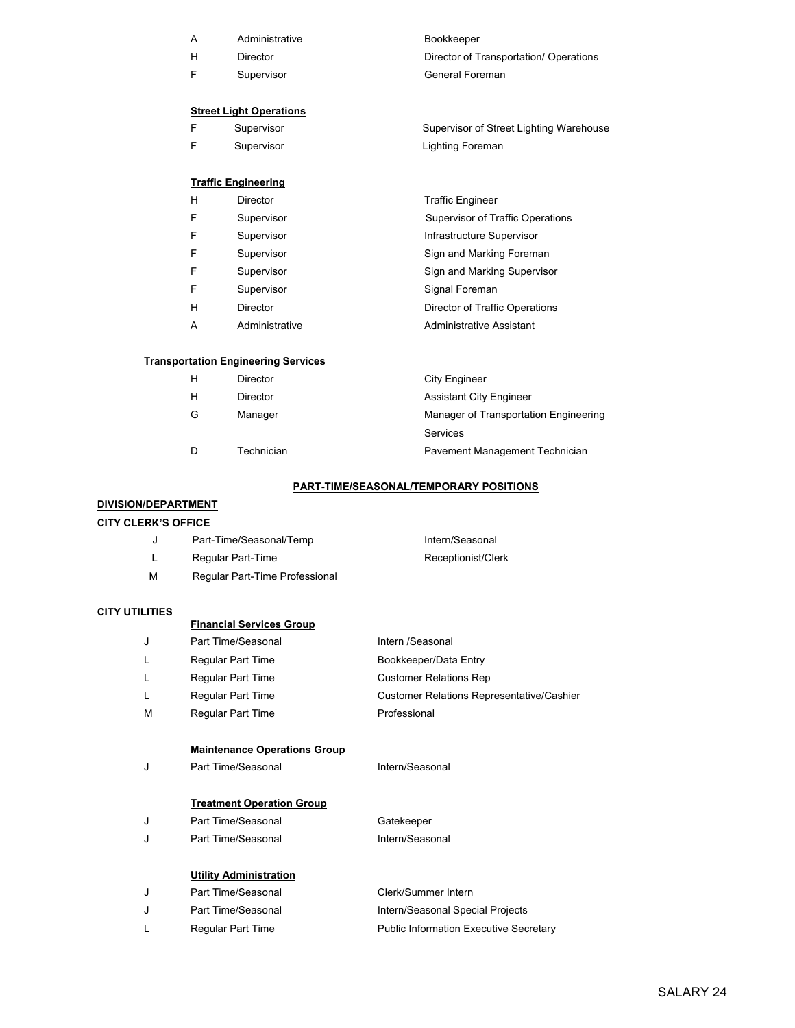| | | |
|---|---|---|
| A | Administrative | Bookkeeper |
| H | Director | Director of Transportation/ Operations |
| F | Supervisor | General Foreman |

**Street Light Operations**

| | | |
|---|---|---|
| F | Supervisor | Supervisor of Street Lighting Warehouse |
| F | Supervisor | Lighting Foreman |

**Traffic Engineering**

| | | |
|---|---|---|
| H | Director | Traffic Engineer |
| F | Supervisor | Supervisor of Traffic Operations |
| F | Supervisor | Infrastructure Supervisor |
| F | Supervisor | Sign and Marking Foreman |
| F | Supervisor | Sign and Marking Supervisor |
| F | Supervisor | Signal Foreman |
| H | Director | Director of Traffic Operations |
| A | Administrative | Administrative Assistant |

**Transportation Engineering Services**

| | | |
|---|---|---|
| H | Director | City Engineer |
| H | Director | Assistant City Engineer |
| G | Manager | Manager of Transportation Engineering Services |
| D | Technician | Pavement Management Technician |

**PART-TIME/SEASONAL/TEMPORARY POSITIONS**

**DIVISION/DEPARTMENT**

**CITY CLERK'S OFFICE**

| | | |
|---|---|---|
| J | Part-Time/Seasonal/Temp | Intern/Seasonal |
| L | Regular Part-Time | Receptionist/Clerk |
| M | Regular Part-Time Professional | |

**CITY UTILITIES**

**Financial Services Group**

| | | |
|---|---|---|
| J | Part Time/Seasonal | Intern /Seasonal |
| L | Regular Part Time | Bookkeeper/Data Entry |
| L | Regular Part Time | Customer Relations Rep |
| L | Regular Part Time | Customer Relations Representative/Cashier |
| M | Regular Part Time | Professional |

**Maintenance Operations Group**

| | | |
|---|---|---|
| J | Part Time/Seasonal | Intern/Seasonal |

**Treatment Operation Group**

| | | |
|---|---|---|
| J | Part Time/Seasonal | Gatekeeper |
| J | Part Time/Seasonal | Intern/Seasonal |

**Utility Administration**

| | | |
|---|---|---|
| J | Part Time/Seasonal | Clerk/Summer Intern |
| J | Part Time/Seasonal | Intern/Seasonal Special Projects |
| L | Regular Part Time | Public Information Executive Secretary |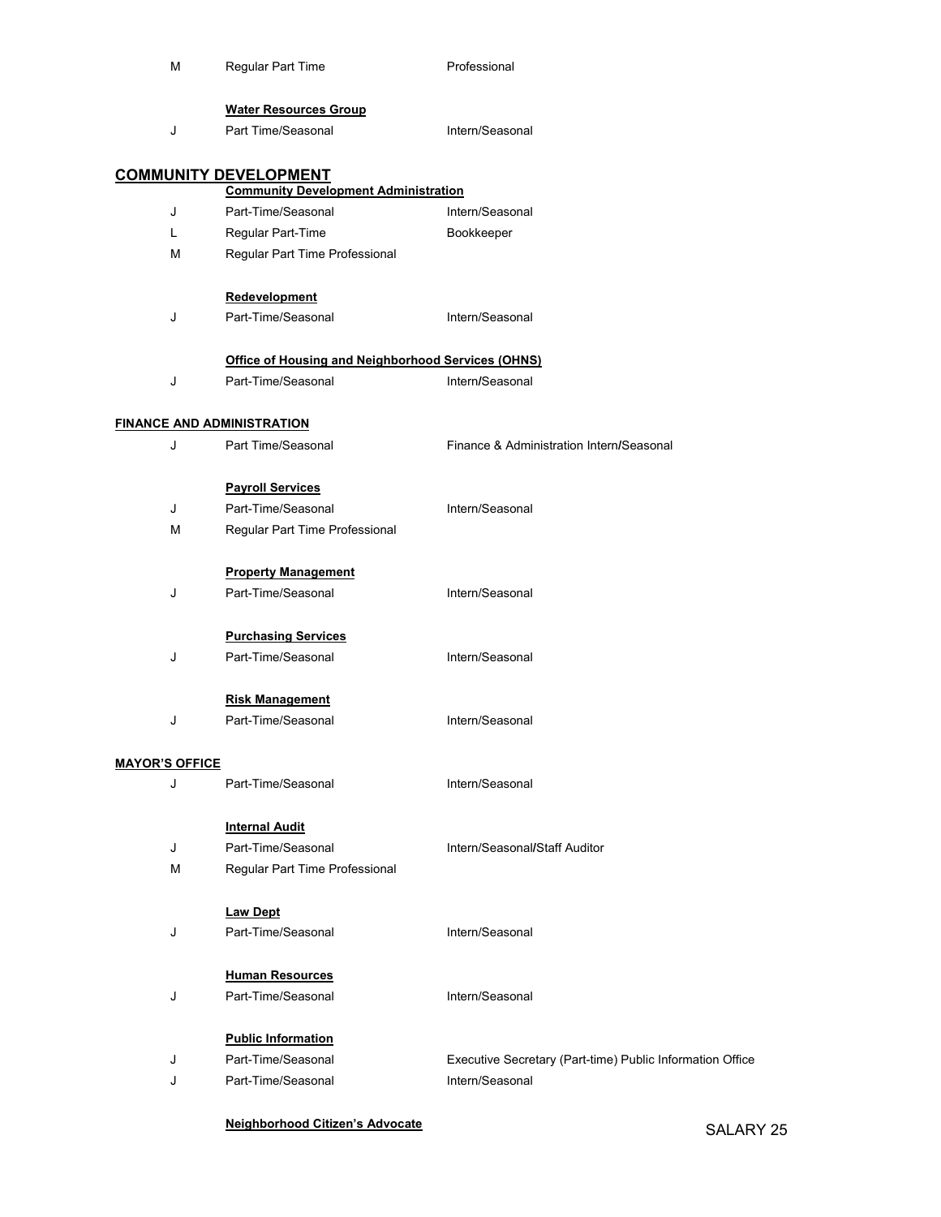| | | |
|---|---|---|
| M | Regular Part Time | Professional |

**Water Resources Group**

| | | |
|---|---|---|
| J | Part Time/Seasonal | Intern/Seasonal |

## COMMUNITY DEVELOPMENT

**Community Development Administration**

| | | |
|---|---|---|
| J | Part-Time/Seasonal | Intern/Seasonal |
| L | Regular Part-Time | Bookkeeper |
| M | Regular Part Time Professional | |

**Redevelopment**

| | | |
|---|---|---|
| J | Part-Time/Seasonal | Intern/Seasonal |

**Office of Housing and Neighborhood Services (OHNS)**

| | | |
|---|---|---|
| J | Part-Time/Seasonal | Intern/Seasonal |

**FINANCE AND ADMINISTRATION**

| | | |
|---|---|---|
| J | Part Time/Seasonal | Finance & Administration Intern/Seasonal |

**Payroll Services**

| | | |
|---|---|---|
| J | Part-Time/Seasonal | Intern/Seasonal |
| M | Regular Part Time Professional | |

**Property Management**

| | | |
|---|---|---|
| J | Part-Time/Seasonal | Intern/Seasonal |

**Purchasing Services**

| | | |
|---|---|---|
| J | Part-Time/Seasonal | Intern/Seasonal |

**Risk Management**

| | | |
|---|---|---|
| J | Part-Time/Seasonal | Intern/Seasonal |

**MAYOR'S OFFICE**

| | | |
|---|---|---|
| J | Part-Time/Seasonal | Intern/Seasonal |

**Internal Audit**

| | | |
|---|---|---|
| J | Part-Time/Seasonal | Intern/Seasonal/Staff Auditor |
| M | Regular Part Time Professional | |

**Law Dept**

| | | |
|---|---|---|
| J | Part-Time/Seasonal | Intern/Seasonal |

**Human Resources**

| | | |
|---|---|---|
| J | Part-Time/Seasonal | Intern/Seasonal |

**Public Information**

| | | |
|---|---|---|
| J | Part-Time/Seasonal | Executive Secretary (Part-time) Public Information Office |
| J | Part-Time/Seasonal | Intern/Seasonal |

**Neighborhood Citizen's Advocate**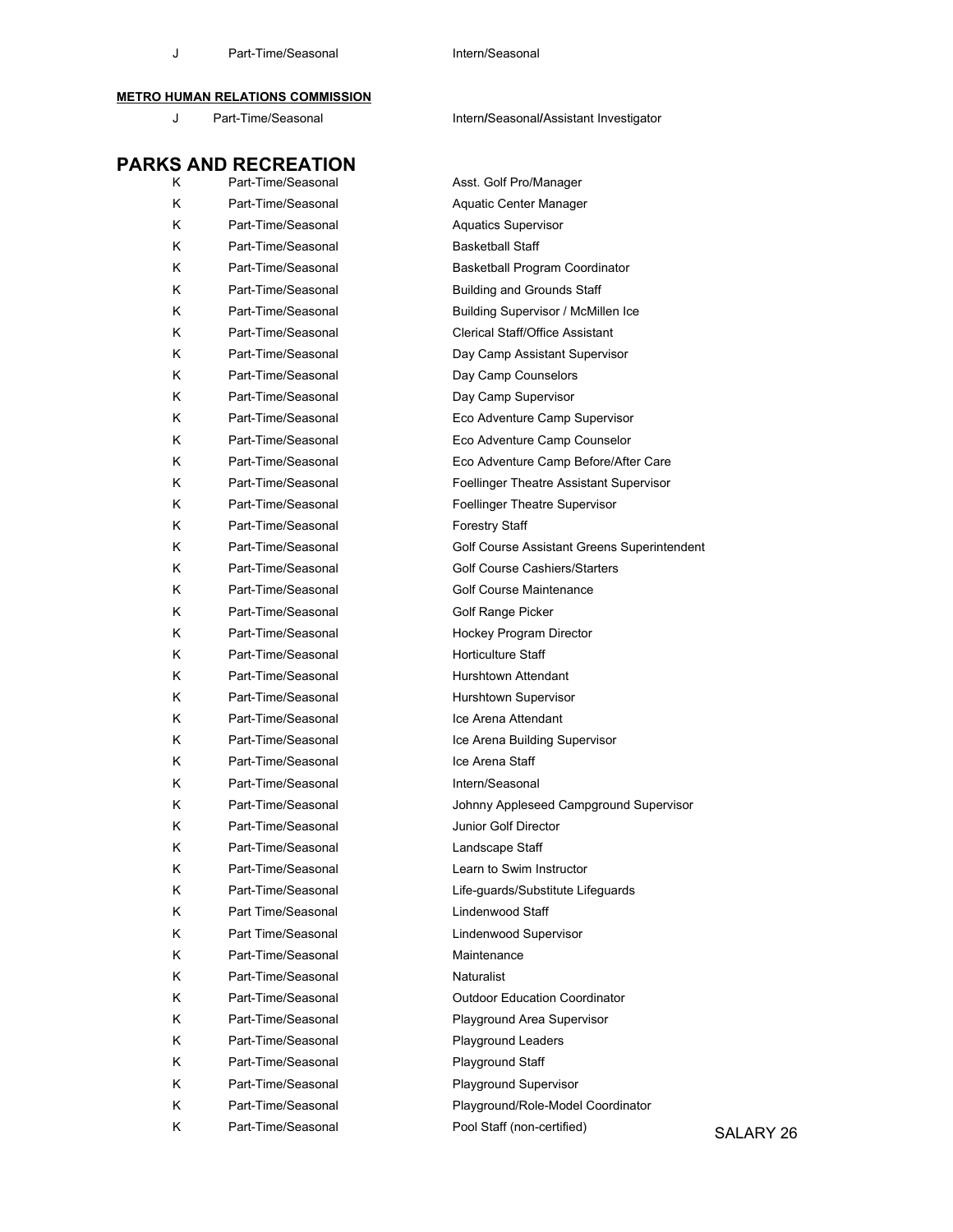| | | |
|---|---|---|
| J | Part-Time/Seasonal | Intern/Seasonal |

**METRO HUMAN RELATIONS COMMISSION**

| | | |
|---|---|---|
| J | Part-Time/Seasonal | Intern/Seasonal/Assistant Investigator |

# PARKS AND RECREATION

| | | |
|---|---|---|
| K | Part-Time/Seasonal | Asst. Golf Pro/Manager |
| K | Part-Time/Seasonal | Aquatic Center Manager |
| K | Part-Time/Seasonal | Aquatics Supervisor |
| K | Part-Time/Seasonal | Basketball Staff |
| K | Part-Time/Seasonal | Basketball Program Coordinator |
| K | Part-Time/Seasonal | Building and Grounds Staff |
| K | Part-Time/Seasonal | Building Supervisor / McMillen Ice |
| K | Part-Time/Seasonal | Clerical Staff/Office Assistant |
| K | Part-Time/Seasonal | Day Camp Assistant Supervisor |
| K | Part-Time/Seasonal | Day Camp Counselors |
| K | Part-Time/Seasonal | Day Camp Supervisor |
| K | Part-Time/Seasonal | Eco Adventure Camp Supervisor |
| K | Part-Time/Seasonal | Eco Adventure Camp Counselor |
| K | Part-Time/Seasonal | Eco Adventure Camp Before/After Care |
| K | Part-Time/Seasonal | Foellinger Theatre Assistant Supervisor |
| K | Part-Time/Seasonal | Foellinger Theatre Supervisor |
| K | Part-Time/Seasonal | Forestry Staff |
| K | Part-Time/Seasonal | Golf Course Assistant Greens Superintendent |
| K | Part-Time/Seasonal | Golf Course Cashiers/Starters |
| K | Part-Time/Seasonal | Golf Course Maintenance |
| K | Part-Time/Seasonal | Golf Range Picker |
| K | Part-Time/Seasonal | Hockey Program Director |
| K | Part-Time/Seasonal | Horticulture Staff |
| K | Part-Time/Seasonal | Hurshtown Attendant |
| K | Part-Time/Seasonal | Hurshtown Supervisor |
| K | Part-Time/Seasonal | Ice Arena Attendant |
| K | Part-Time/Seasonal | Ice Arena Building Supervisor |
| K | Part-Time/Seasonal | Ice Arena Staff |
| K | Part-Time/Seasonal | Intern/Seasonal |
| K | Part-Time/Seasonal | Johnny Appleseed Campground Supervisor |
| K | Part-Time/Seasonal | Junior Golf Director |
| K | Part-Time/Seasonal | Landscape Staff |
| K | Part-Time/Seasonal | Learn to Swim Instructor |
| K | Part-Time/Seasonal | Life-guards/Substitute Lifeguards |
| K | Part Time/Seasonal | Lindenwood Staff |
| K | Part Time/Seasonal | Lindenwood Supervisor |
| K | Part-Time/Seasonal | Maintenance |
| K | Part-Time/Seasonal | Naturalist |
| K | Part-Time/Seasonal | Outdoor Education Coordinator |
| K | Part-Time/Seasonal | Playground Area Supervisor |
| K | Part-Time/Seasonal | Playground Leaders |
| K | Part-Time/Seasonal | Playground Staff |
| K | Part-Time/Seasonal | Playground Supervisor |
| K | Part-Time/Seasonal | Playground/Role-Model Coordinator |
| K | Part-Time/Seasonal | Pool Staff (non-certified) |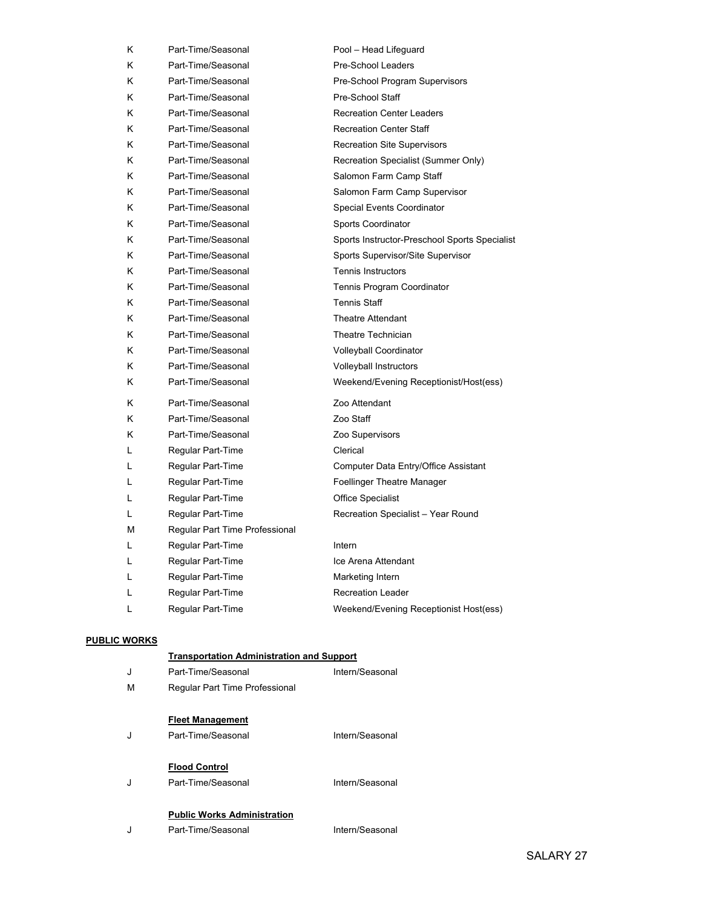| | | |
|---|---|---|
| K | Part-Time/Seasonal | Pool – Head Lifeguard |
| K | Part-Time/Seasonal | Pre-School Leaders |
| K | Part-Time/Seasonal | Pre-School Program Supervisors |
| K | Part-Time/Seasonal | Pre-School Staff |
| K | Part-Time/Seasonal | Recreation Center Leaders |
| K | Part-Time/Seasonal | Recreation Center Staff |
| K | Part-Time/Seasonal | Recreation Site Supervisors |
| K | Part-Time/Seasonal | Recreation Specialist (Summer Only) |
| K | Part-Time/Seasonal | Salomon Farm Camp Staff |
| K | Part-Time/Seasonal | Salomon Farm Camp Supervisor |
| K | Part-Time/Seasonal | Special Events Coordinator |
| K | Part-Time/Seasonal | Sports Coordinator |
| K | Part-Time/Seasonal | Sports Instructor-Preschool Sports Specialist |
| K | Part-Time/Seasonal | Sports Supervisor/Site Supervisor |
| K | Part-Time/Seasonal | Tennis Instructors |
| K | Part-Time/Seasonal | Tennis Program Coordinator |
| K | Part-Time/Seasonal | Tennis Staff |
| K | Part-Time/Seasonal | Theatre Attendant |
| K | Part-Time/Seasonal | Theatre Technician |
| K | Part-Time/Seasonal | Volleyball Coordinator |
| K | Part-Time/Seasonal | Volleyball Instructors |
| K | Part-Time/Seasonal | Weekend/Evening Receptionist/Host(ess) |
| K | Part-Time/Seasonal | Zoo Attendant |
| K | Part-Time/Seasonal | Zoo Staff |
| K | Part-Time/Seasonal | Zoo Supervisors |
| L | Regular Part-Time | Clerical |
| L | Regular Part-Time | Computer Data Entry/Office Assistant |
| L | Regular Part-Time | Foellinger Theatre Manager |
| L | Regular Part-Time | Office Specialist |
| L | Regular Part-Time | Recreation Specialist – Year Round |
| M | Regular Part Time Professional | |
| L | Regular Part-Time | Intern |
| L | Regular Part-Time | Ice Arena Attendant |
| L | Regular Part-Time | Marketing Intern |
| L | Regular Part-Time | Recreation Leader |
| L | Regular Part-Time | Weekend/Evening Receptionist Host(ess) |

**PUBLIC WORKS**

**Transportation Administration and Support**

| | | |
|---|---|---|
| J | Part-Time/Seasonal | Intern/Seasonal |
| M | Regular Part Time Professional | |

**Fleet Management**

| | | |
|---|---|---|
| J | Part-Time/Seasonal | Intern/Seasonal |

**Flood Control**

| | | |
|---|---|---|
| J | Part-Time/Seasonal | Intern/Seasonal |

**Public Works Administration**

| | | |
|---|---|---|
| J | Part-Time/Seasonal | Intern/Seasonal |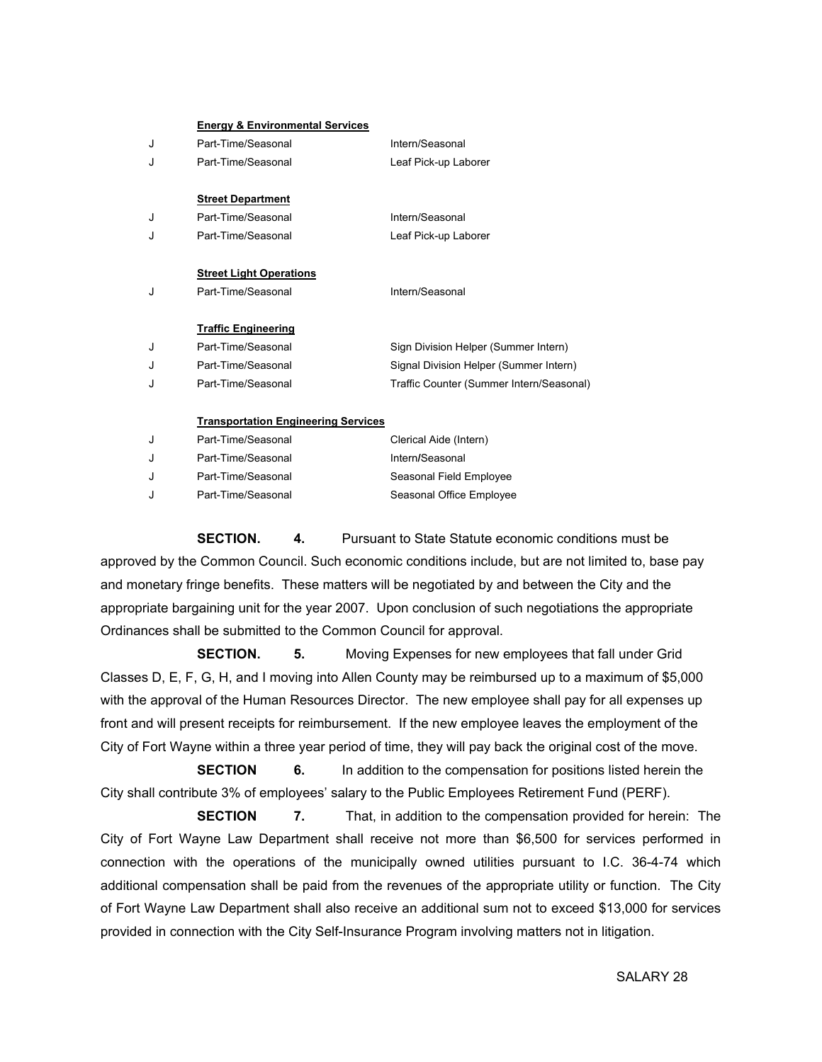**Energy & Environmental Services**

| | | |
|---|---|---|
| J | Part-Time/Seasonal | Intern/Seasonal |
| J | Part-Time/Seasonal | Leaf Pick-up Laborer |

**Street Department**

| | | |
|---|---|---|
| J | Part-Time/Seasonal | Intern/Seasonal |
| J | Part-Time/Seasonal | Leaf Pick-up Laborer |

**Street Light Operations**

| | | |
|---|---|---|
| J | Part-Time/Seasonal | Intern/Seasonal |

**Traffic Engineering**

| | | |
|---|---|---|
| J | Part-Time/Seasonal | Sign Division Helper (Summer Intern) |
| J | Part-Time/Seasonal | Signal Division Helper (Summer Intern) |
| J | Part-Time/Seasonal | Traffic Counter (Summer Intern/Seasonal) |

**Transportation Engineering Services**

| | | |
|---|---|---|
| J | Part-Time/Seasonal | Clerical Aide (Intern) |
| J | Part-Time/Seasonal | Intern/Seasonal |
| J | Part-Time/Seasonal | Seasonal Field Employee |
| J | Part-Time/Seasonal | Seasonal Office Employee |

**SECTION. 4.** Pursuant to State Statute economic conditions must be approved by the Common Council. Such economic conditions include, but are not limited to, base pay and monetary fringe benefits. These matters will be negotiated by and between the City and the appropriate bargaining unit for the year 2007. Upon conclusion of such negotiations the appropriate Ordinances shall be submitted to the Common Council for approval.

**SECTION. 5.** Moving Expenses for new employees that fall under Grid Classes D, E, F, G, H, and I moving into Allen County may be reimbursed up to a maximum of $5,000 with the approval of the Human Resources Director. The new employee shall pay for all expenses up front and will present receipts for reimbursement. If the new employee leaves the employment of the City of Fort Wayne within a three year period of time, they will pay back the original cost of the move.

**SECTION 6.** In addition to the compensation for positions listed herein the City shall contribute 3% of employees' salary to the Public Employees Retirement Fund (PERF).

**SECTION 7.** That, in addition to the compensation provided for herein: The City of Fort Wayne Law Department shall receive not more than $6,500 for services performed in connection with the operations of the municipally owned utilities pursuant to I.C. 36-4-74 which additional compensation shall be paid from the revenues of the appropriate utility or function. The City of Fort Wayne Law Department shall also receive an additional sum not to exceed $13,000 for services provided in connection with the City Self-Insurance Program involving matters not in litigation.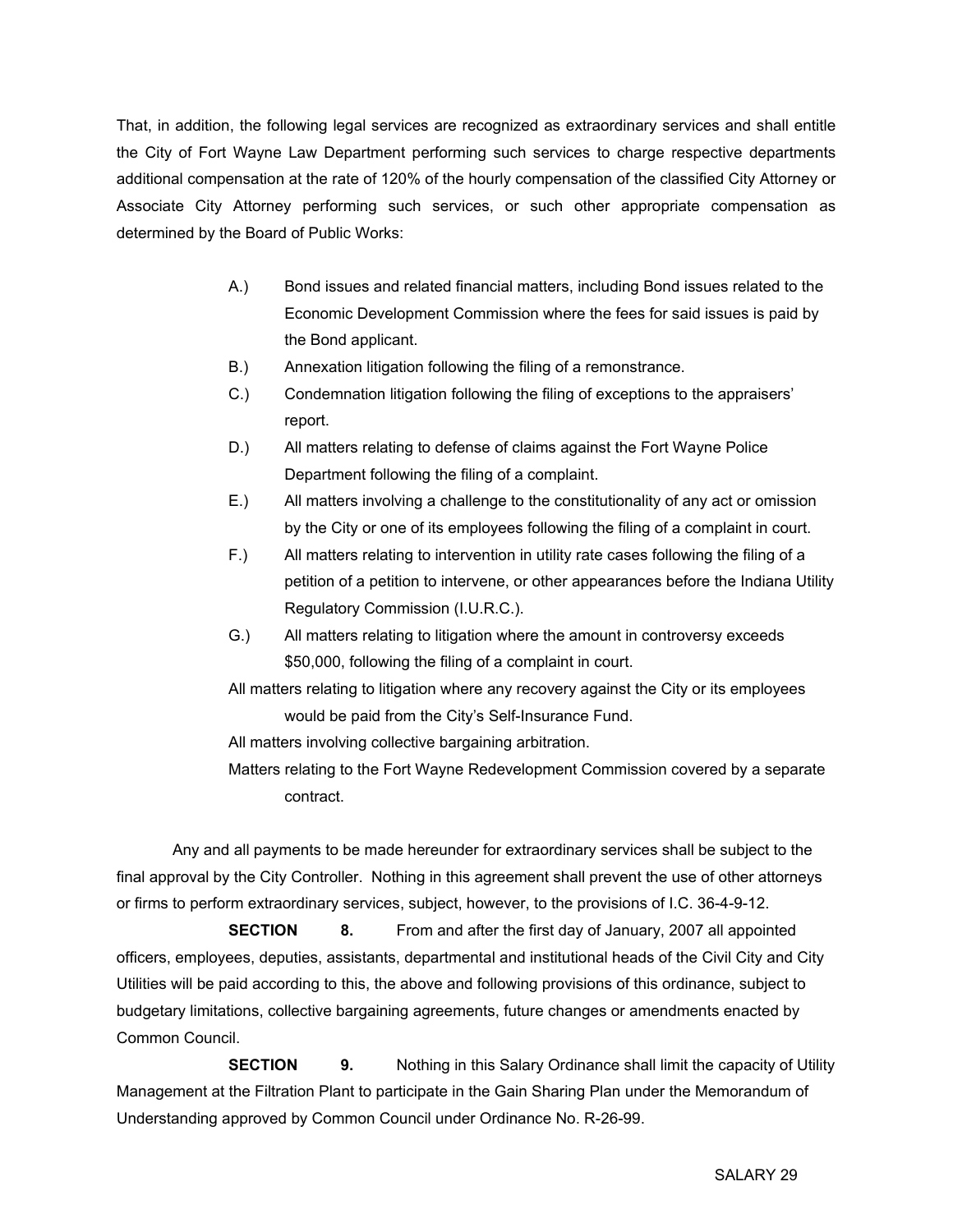That, in addition, the following legal services are recognized as extraordinary services and shall entitle the City of Fort Wayne Law Department performing such services to charge respective departments additional compensation at the rate of 120% of the hourly compensation of the classified City Attorney or Associate City Attorney performing such services, or such other appropriate compensation as determined by the Board of Public Works:

A.) Bond issues and related financial matters, including Bond issues related to the Economic Development Commission where the fees for said issues is paid by the Bond applicant.

B.) Annexation litigation following the filing of a remonstrance.

C.) Condemnation litigation following the filing of exceptions to the appraisers' report.

D.) All matters relating to defense of claims against the Fort Wayne Police Department following the filing of a complaint.

E.) All matters involving a challenge to the constitutionality of any act or omission by the City or one of its employees following the filing of a complaint in court.

F.) All matters relating to intervention in utility rate cases following the filing of a petition of a petition to intervene, or other appearances before the Indiana Utility Regulatory Commission (I.U.R.C.).

G.) All matters relating to litigation where the amount in controversy exceeds $50,000, following the filing of a complaint in court.

All matters relating to litigation where any recovery against the City or its employees would be paid from the City's Self-Insurance Fund.

All matters involving collective bargaining arbitration.

Matters relating to the Fort Wayne Redevelopment Commission covered by a separate contract.

Any and all payments to be made hereunder for extraordinary services shall be subject to the final approval by the City Controller. Nothing in this agreement shall prevent the use of other attorneys or firms to perform extraordinary services, subject, however, to the provisions of I.C. 36-4-9-12.

**SECTION 8.** From and after the first day of January, 2007 all appointed officers, employees, deputies, assistants, departmental and institutional heads of the Civil City and City Utilities will be paid according to this, the above and following provisions of this ordinance, subject to budgetary limitations, collective bargaining agreements, future changes or amendments enacted by Common Council.

**SECTION 9.** Nothing in this Salary Ordinance shall limit the capacity of Utility Management at the Filtration Plant to participate in the Gain Sharing Plan under the Memorandum of Understanding approved by Common Council under Ordinance No. R-26-99.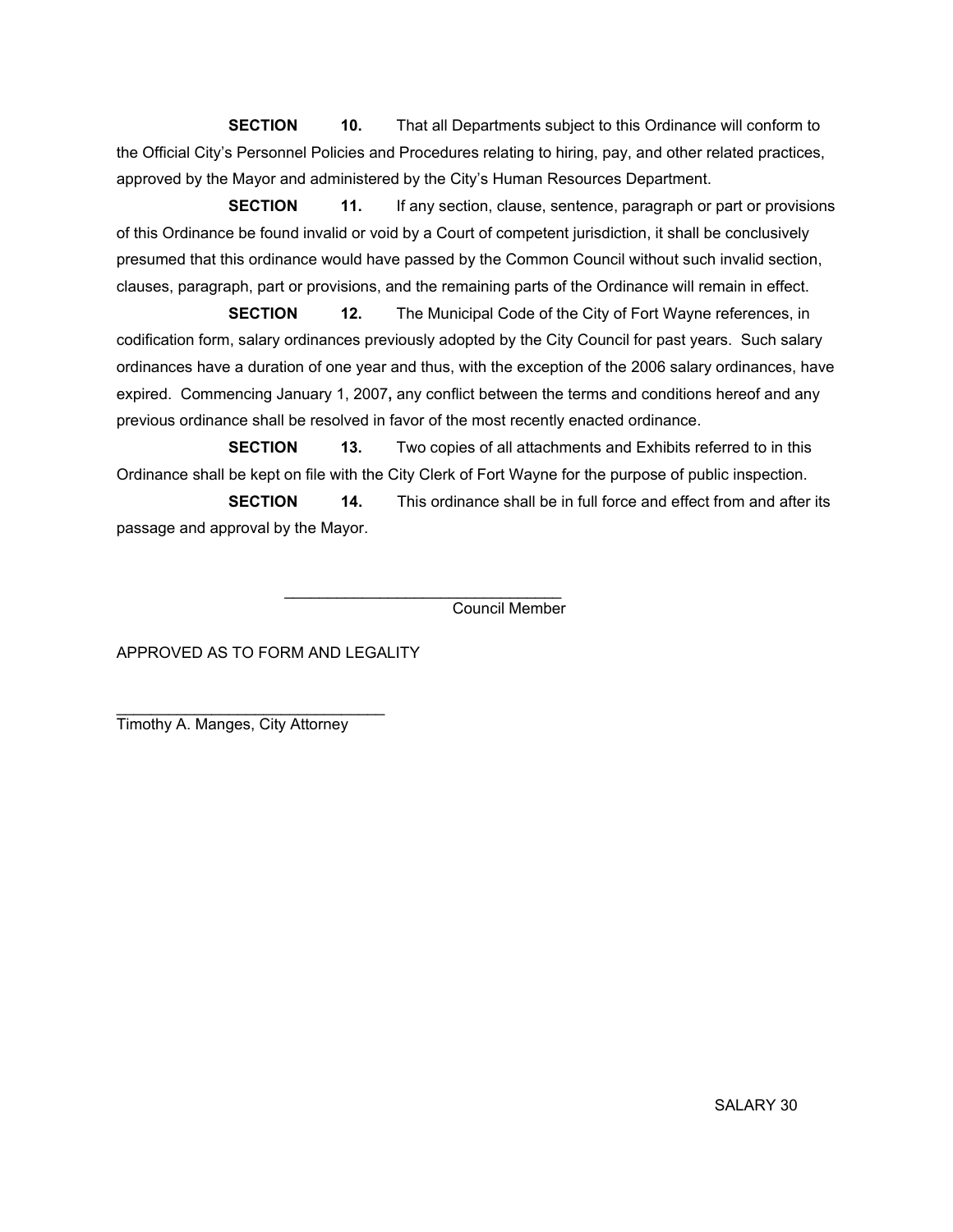**SECTION 10.** That all Departments subject to this Ordinance will conform to the Official City's Personnel Policies and Procedures relating to hiring, pay, and other related practices, approved by the Mayor and administered by the City's Human Resources Department.

**SECTION 11.** If any section, clause, sentence, paragraph or part or provisions of this Ordinance be found invalid or void by a Court of competent jurisdiction, it shall be conclusively presumed that this ordinance would have passed by the Common Council without such invalid section, clauses, paragraph, part or provisions, and the remaining parts of the Ordinance will remain in effect.

**SECTION 12.** The Municipal Code of the City of Fort Wayne references, in codification form, salary ordinances previously adopted by the City Council for past years. Such salary ordinances have a duration of one year and thus, with the exception of the 2006 salary ordinances, have expired. Commencing January 1, 2007**,** any conflict between the terms and conditions hereof and any previous ordinance shall be resolved in favor of the most recently enacted ordinance.

**SECTION 13.** Two copies of all attachments and Exhibits referred to in this Ordinance shall be kept on file with the City Clerk of Fort Wayne for the purpose of public inspection.

**SECTION 14.** This ordinance shall be in full force and effect from and after its passage and approval by the Mayor.

\_\_\_\_\_\_\_\_\_\_\_\_\_\_\_\_\_\_\_\_\_\_\_\_\_\_\_\_\_\_\_\_
Council Member

APPROVED AS TO FORM AND LEGALITY

\_\_\_\_\_\_\_\_\_\_\_\_\_\_\_\_\_\_\_\_\_\_\_\_\_\_\_\_\_\_\_\_
Timothy A. Manges, City Attorney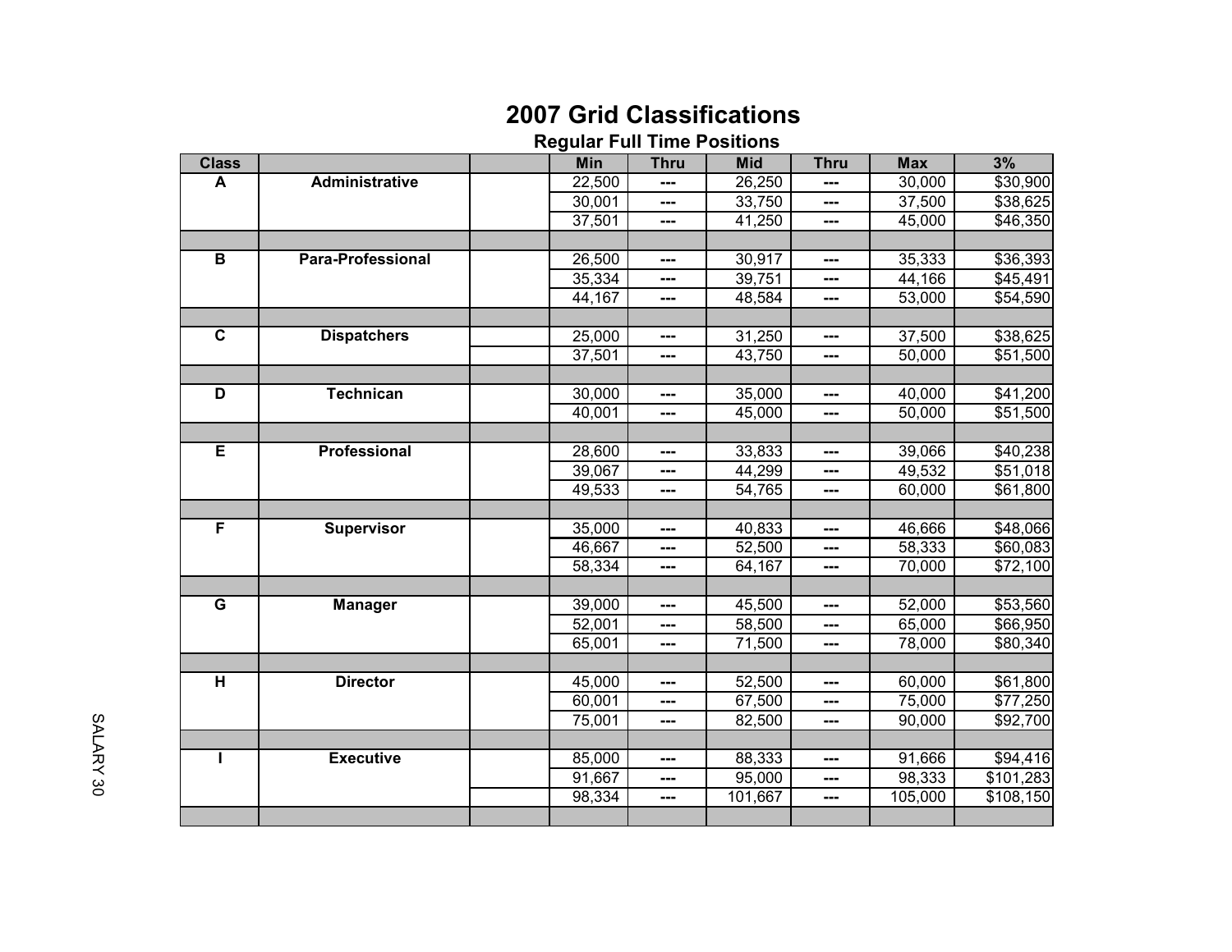# 2007 Grid Classifications

## Regular Full Time Positions

| Class | | | Min | Thru | Mid | Thru | Max | 3% |
|---|---|---|---|---|---|---|---|---|
| A | Administrative | | 22,500 | --- | 26,250 | --- | 30,000 | $30,900 |
| | | | 30,001 | --- | 33,750 | --- | 37,500 | $38,625 |
| | | | 37,501 | --- | 41,250 | --- | 45,000 | $46,350 |
| | | | | | | | | |
| B | Para-Professional | | 26,500 | --- | 30,917 | --- | 35,333 | $36,393 |
| | | | 35,334 | --- | 39,751 | --- | 44,166 | $45,491 |
| | | | 44,167 | --- | 48,584 | --- | 53,000 | $54,590 |
| | | | | | | | | |
| C | Dispatchers | | 25,000 | --- | 31,250 | --- | 37,500 | $38,625 |
| | | | 37,501 | --- | 43,750 | --- | 50,000 | $51,500 |
| | | | | | | | | |
| D | Technican | | 30,000 | --- | 35,000 | --- | 40,000 | $41,200 |
| | | | 40,001 | --- | 45,000 | --- | 50,000 | $51,500 |
| | | | | | | | | |
| E | Professional | | 28,600 | --- | 33,833 | --- | 39,066 | $40,238 |
| | | | 39,067 | --- | 44,299 | --- | 49,532 | $51,018 |
| | | | 49,533 | --- | 54,765 | --- | 60,000 | $61,800 |
| | | | | | | | | |
| F | Supervisor | | 35,000 | --- | 40,833 | --- | 46,666 | $48,066 |
| | | | 46,667 | --- | 52,500 | --- | 58,333 | $60,083 |
| | | | 58,334 | --- | 64,167 | --- | 70,000 | $72,100 |
| | | | | | | | | |
| G | Manager | | 39,000 | --- | 45,500 | --- | 52,000 | $53,560 |
| | | | 52,001 | --- | 58,500 | --- | 65,000 | $66,950 |
| | | | 65,001 | --- | 71,500 | --- | 78,000 | $80,340 |
| | | | | | | | | |
| H | Director | | 45,000 | --- | 52,500 | --- | 60,000 | $61,800 |
| | | | 60,001 | --- | 67,500 | --- | 75,000 | $77,250 |
| | | | 75,001 | --- | 82,500 | --- | 90,000 | $92,700 |
| | | | | | | | | |
| I | Executive | | 85,000 | --- | 88,333 | --- | 91,666 | $94,416 |
| | | | 91,667 | --- | 95,000 | --- | 98,333 | $101,283 |
| | | | 98,334 | --- | 101,667 | --- | 105,000 | $108,150 |
| | | | | | | | | |

SALARY 30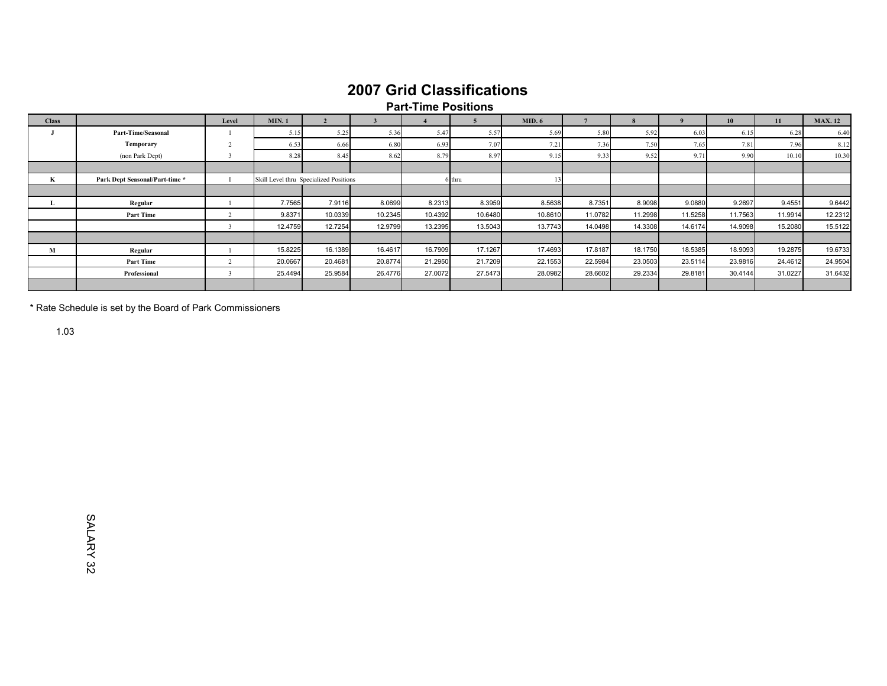# 2007 Grid Classifications

## Part-Time Positions

| Class | | Level | MIN. 1 | 2 | 3 | 4 | 5 | MID. 6 | 7 | 8 | 9 | 10 | 11 | MAX. 12 |
|---|---|---|---|---|---|---|---|---|---|---|---|---|---|---|
| J | Part-Time/Seasonal | 1 | 5.15 | 5.25 | 5.36 | 5.47 | 5.57 | 5.69 | 5.80 | 5.92 | 6.03 | 6.15 | 6.28 | 6.40 |
| | Temporary | 2 | 6.53 | 6.66 | 6.80 | 6.93 | 7.07 | 7.21 | 7.36 | 7.50 | 7.65 | 7.81 | 7.96 | 8.12 |
| | (non Park Dept) | 3 | 8.28 | 8.45 | 8.62 | 8.79 | 8.97 | 9.15 | 9.33 | 9.52 | 9.71 | 9.90 | 10.10 | 10.30 |
| | | | | | | | | | | | | | | |
| K | Park Dept Seasonal/Part-time * | I | Skill Level thru Specialized Positions | | | 6 | thru | 13 | | | | | | |
| | | | | | | | | | | | | | | |
| L | Regular | 1 | 7.7565 | 7.9116 | 8.0699 | 8.2313 | 8.3959 | 8.5638 | 8.7351 | 8.9098 | 9.0880 | 9.2697 | 9.4551 | 9.6442 |
| | Part Time | 2 | 9.8371 | 10.0339 | 10.2345 | 10.4392 | 10.6480 | 10.8610 | 11.0782 | 11.2998 | 11.5258 | 11.7563 | 11.9914 | 12.2312 |
| | | 3 | 12.4759 | 12.7254 | 12.9799 | 13.2395 | 13.5043 | 13.7743 | 14.0498 | 14.3308 | 14.6174 | 14.9098 | 15.2080 | 15.5122 |
| | | | | | | | | | | | | | | |
| M | Regular | 1 | 15.8225 | 16.1389 | 16.4617 | 16.7909 | 17.1267 | 17.4693 | 17.8187 | 18.1750 | 18.5385 | 18.9093 | 19.2875 | 19.6733 |
| | Part Time | 2 | 20.0667 | 20.4681 | 20.8774 | 21.2950 | 21.7209 | 22.1553 | 22.5984 | 23.0503 | 23.5114 | 23.9816 | 24.4612 | 24.9504 |
| | Professional | 3 | 25.4494 | 25.9584 | 26.4776 | 27.0072 | 27.5473 | 28.0982 | 28.6602 | 29.2334 | 29.8181 | 30.4144 | 31.0227 | 31.6432 |
| | | | | | | | | | | | | | | |

* Rate Schedule is set by the Board of Park Commissioners

1.03

SALARY 32